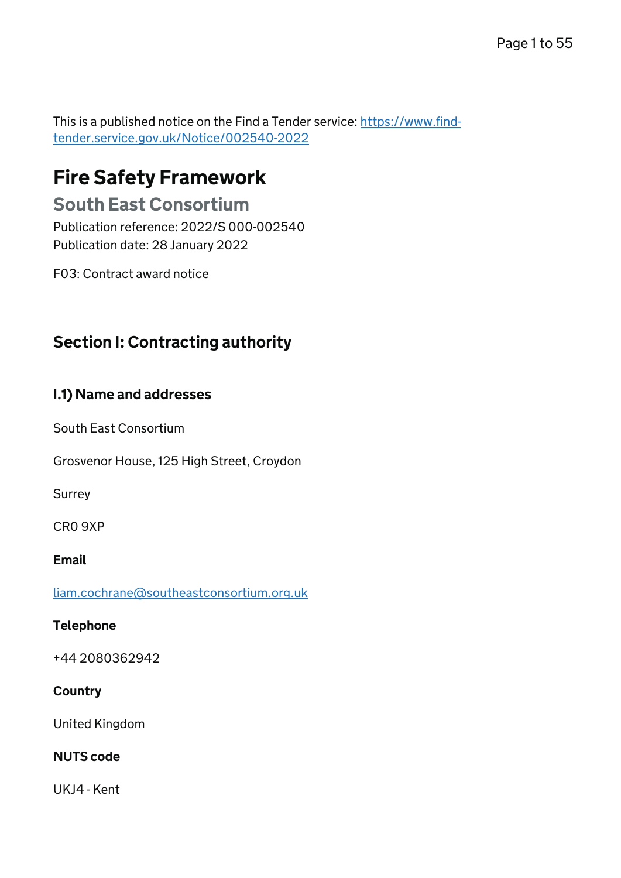This is a published notice on the Find a Tender service: [https://www.find-tender.service.gov.uk/Notice/002540-2022](https://www.find-tender.service.gov.uk/Notice/002540-2022)

# Fire Safety Framework

## South East Consortium

Publication reference: 2022/S 000-002540

Publication date: 28 January 2022

F03: Contract award notice

## Section I: Contracting authority

### I.1) Name and addresses

South East Consortium

Grosvenor House, 125 High Street, Croydon

Surrey

CR0 9XP

**Email**

[liam.cochrane@southeastconsortium.org.uk](mailto:liam.cochrane@southeastconsortium.org.uk)

**Telephone**

+44 2080362942

**Country**

United Kingdom

**NUTS code**

UKJ4 - Kent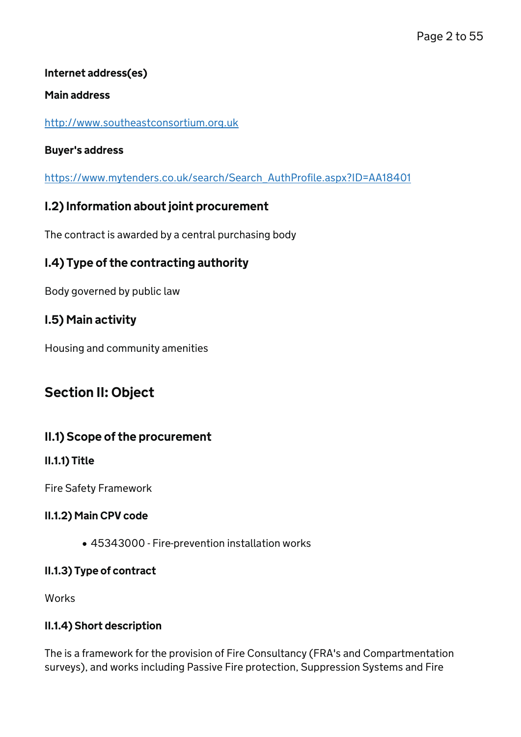**Internet address(es)**

**Main address**

http://www.southeastconsortium.org.uk

**Buyer's address**

https://www.mytenders.co.uk/search/Search_AuthProfile.aspx?ID=AA18401

### I.2) Information about joint procurement

The contract is awarded by a central purchasing body

### I.4) Type of the contracting authority

Body governed by public law

### I.5) Main activity

Housing and community amenities

## Section II: Object

### II.1) Scope of the procurement

**II.1.1) Title**

Fire Safety Framework

**II.1.2) Main CPV code**

- 45343000 - Fire-prevention installation works

**II.1.3) Type of contract**

Works

**II.1.4) Short description**

The is a framework for the provision of Fire Consultancy (FRA's and Compartmentation surveys), and works including Passive Fire protection, Suppression Systems and Fire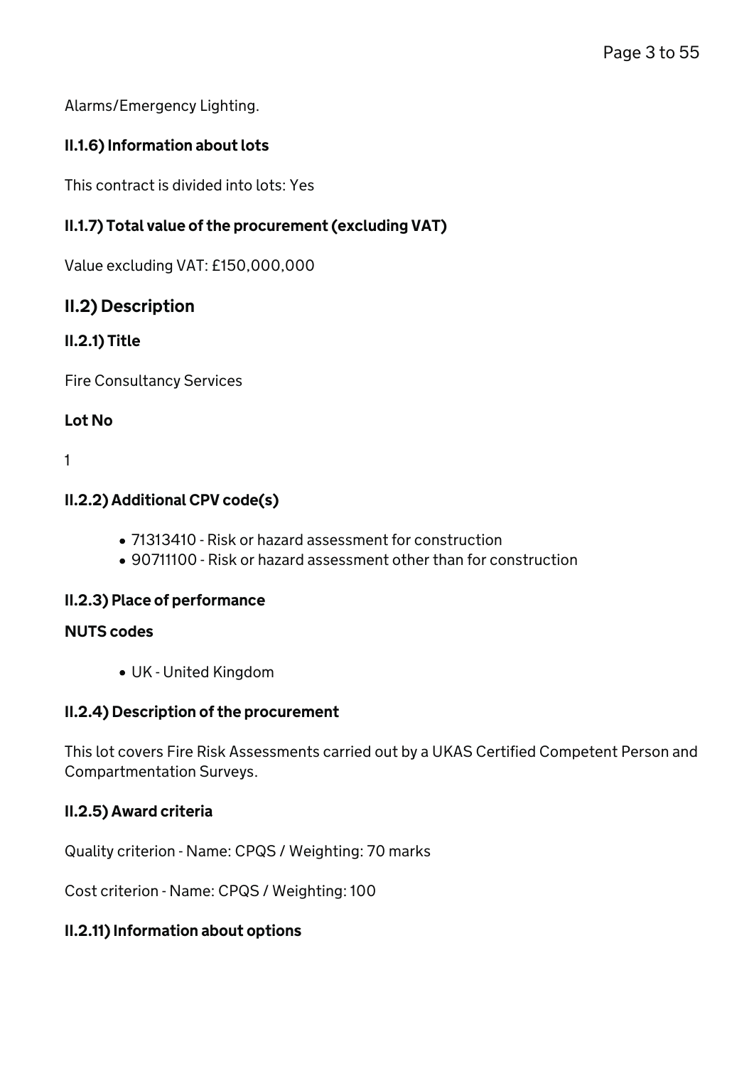Alarms/Emergency Lighting.

### II.1.6) Information about lots

This contract is divided into lots: Yes

### II.1.7) Total value of the procurement (excluding VAT)

Value excluding VAT: £150,000,000

## II.2) Description

### II.2.1) Title

Fire Consultancy Services

**Lot No**

1

### II.2.2) Additional CPV code(s)

- 71313410 - Risk or hazard assessment for construction
- 90711100 - Risk or hazard assessment other than for construction

### II.2.3) Place of performance

**NUTS codes**

- UK - United Kingdom

### II.2.4) Description of the procurement

This lot covers Fire Risk Assessments carried out by a UKAS Certified Competent Person and Compartmentation Surveys.

### II.2.5) Award criteria

Quality criterion - Name: CPQS / Weighting: 70 marks

Cost criterion - Name: CPQS / Weighting: 100

### II.2.11) Information about options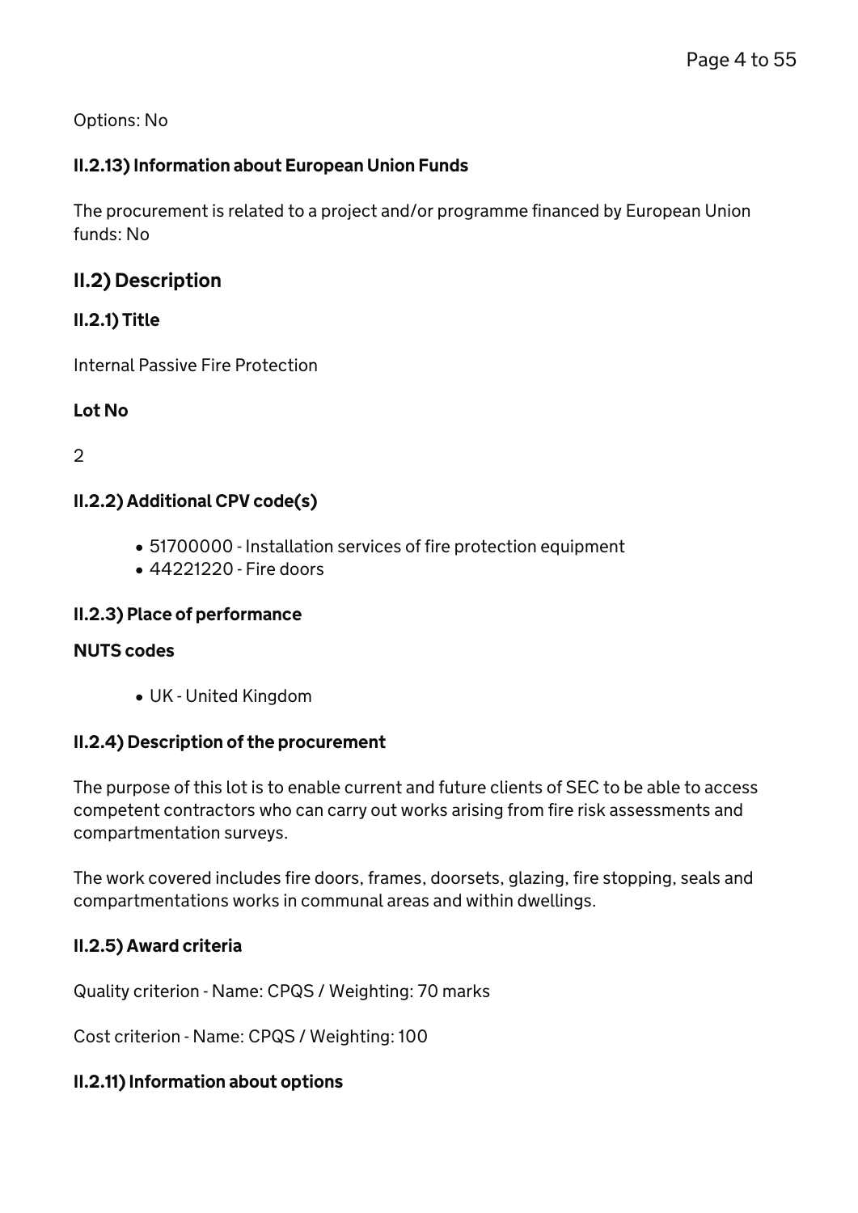Options: No

### II.2.13) Information about European Union Funds

The procurement is related to a project and/or programme financed by European Union funds: No

## II.2) Description

### II.2.1) Title

Internal Passive Fire Protection

**Lot No**

2

### II.2.2) Additional CPV code(s)

- 51700000 - Installation services of fire protection equipment
- 44221220 - Fire doors

### II.2.3) Place of performance

**NUTS codes**

- UK - United Kingdom

### II.2.4) Description of the procurement

The purpose of this lot is to enable current and future clients of SEC to be able to access competent contractors who can carry out works arising from fire risk assessments and compartmentation surveys.

The work covered includes fire doors, frames, doorsets, glazing, fire stopping, seals and compartmentations works in communal areas and within dwellings.

### II.2.5) Award criteria

Quality criterion - Name: CPQS / Weighting: 70 marks

Cost criterion - Name: CPQS / Weighting: 100

### II.2.11) Information about options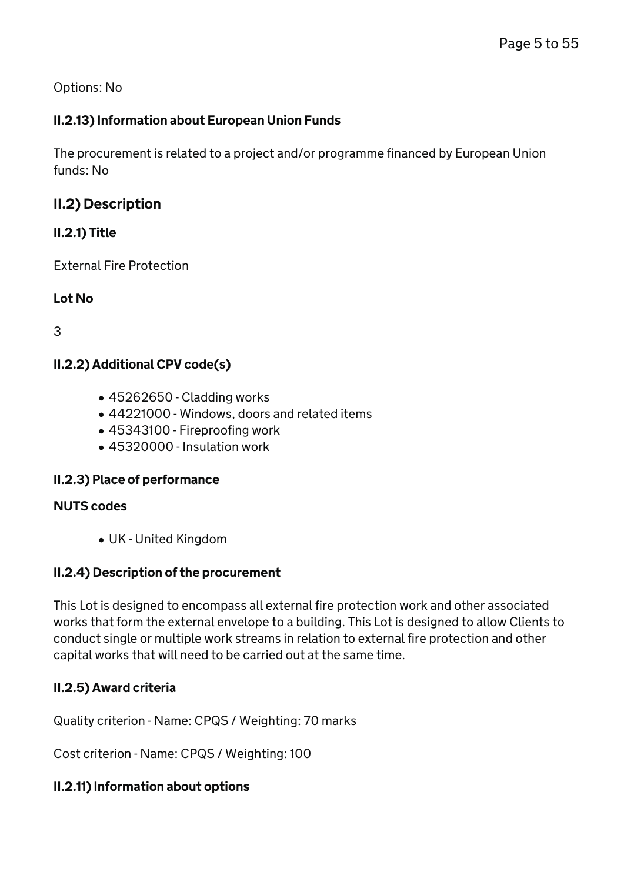Options: No

### II.2.13) Information about European Union Funds

The procurement is related to a project and/or programme financed by European Union funds: No

## II.2) Description

### II.2.1) Title

External Fire Protection

### Lot No

3

### II.2.2) Additional CPV code(s)

- 45262650 - Cladding works
- 44221000 - Windows, doors and related items
- 45343100 - Fireproofing work
- 45320000 - Insulation work

### II.2.3) Place of performance

### NUTS codes

- UK - United Kingdom

### II.2.4) Description of the procurement

This Lot is designed to encompass all external fire protection work and other associated works that form the external envelope to a building. This Lot is designed to allow Clients to conduct single or multiple work streams in relation to external fire protection and other capital works that will need to be carried out at the same time.

### II.2.5) Award criteria

Quality criterion - Name: CPQS / Weighting: 70 marks

Cost criterion - Name: CPQS / Weighting: 100

### II.2.11) Information about options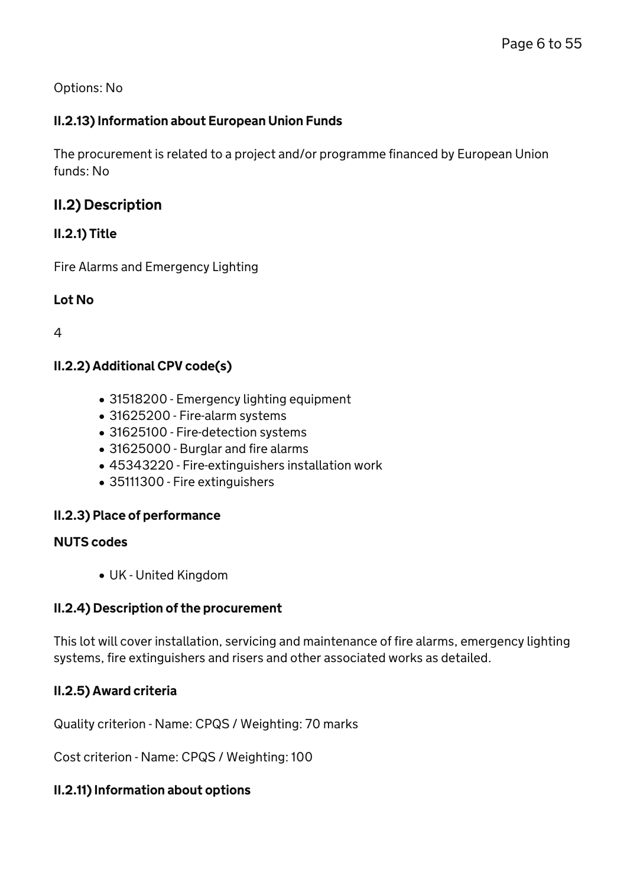Options: No

### II.2.13) Information about European Union Funds

The procurement is related to a project and/or programme financed by European Union funds: No

## II.2) Description

### II.2.1) Title

Fire Alarms and Emergency Lighting

**Lot No**

4

### II.2.2) Additional CPV code(s)

- 31518200 - Emergency lighting equipment
- 31625200 - Fire-alarm systems
- 31625100 - Fire-detection systems
- 31625000 - Burglar and fire alarms
- 45343220 - Fire-extinguishers installation work
- 35111300 - Fire extinguishers

### II.2.3) Place of performance

**NUTS codes**

- UK - United Kingdom

### II.2.4) Description of the procurement

This lot will cover installation, servicing and maintenance of fire alarms, emergency lighting systems, fire extinguishers and risers and other associated works as detailed.

### II.2.5) Award criteria

Quality criterion - Name: CPQS / Weighting: 70 marks

Cost criterion - Name: CPQS / Weighting: 100

### II.2.11) Information about options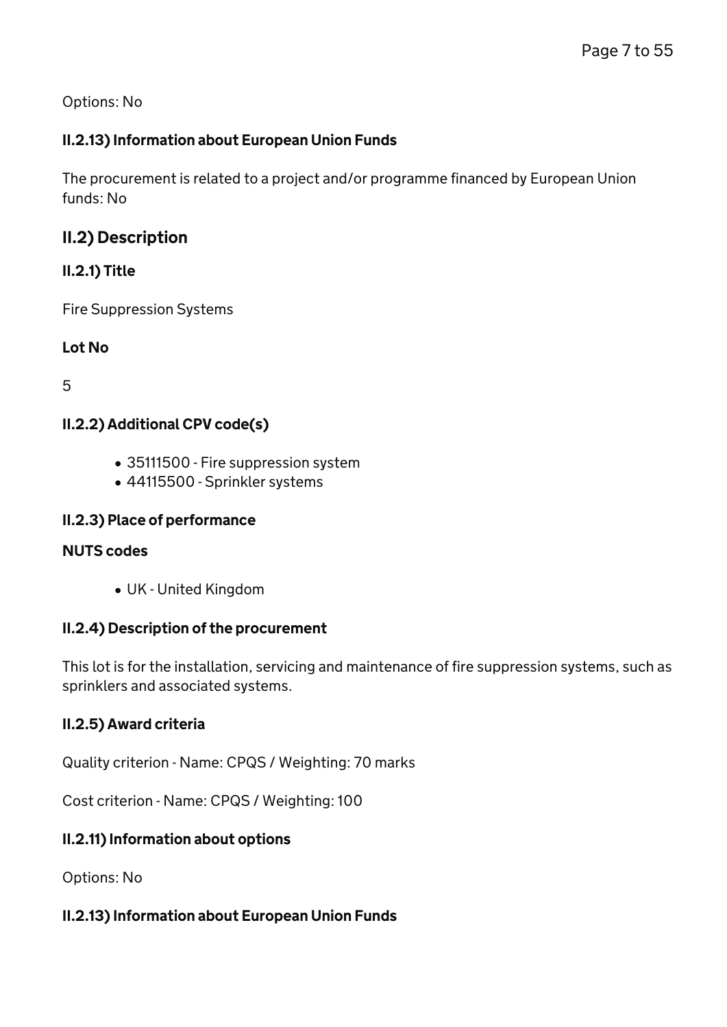Options: No

### II.2.13) Information about European Union Funds

The procurement is related to a project and/or programme financed by European Union funds: No

## II.2) Description

### II.2.1) Title

Fire Suppression Systems

### Lot No

5

### II.2.2) Additional CPV code(s)

- 35111500 - Fire suppression system
- 44115500 - Sprinkler systems

### II.2.3) Place of performance

#### NUTS codes

- UK - United Kingdom

### II.2.4) Description of the procurement

This lot is for the installation, servicing and maintenance of fire suppression systems, such as sprinklers and associated systems.

### II.2.5) Award criteria

Quality criterion - Name: CPQS / Weighting: 70 marks

Cost criterion - Name: CPQS / Weighting: 100

### II.2.11) Information about options

Options: No

### II.2.13) Information about European Union Funds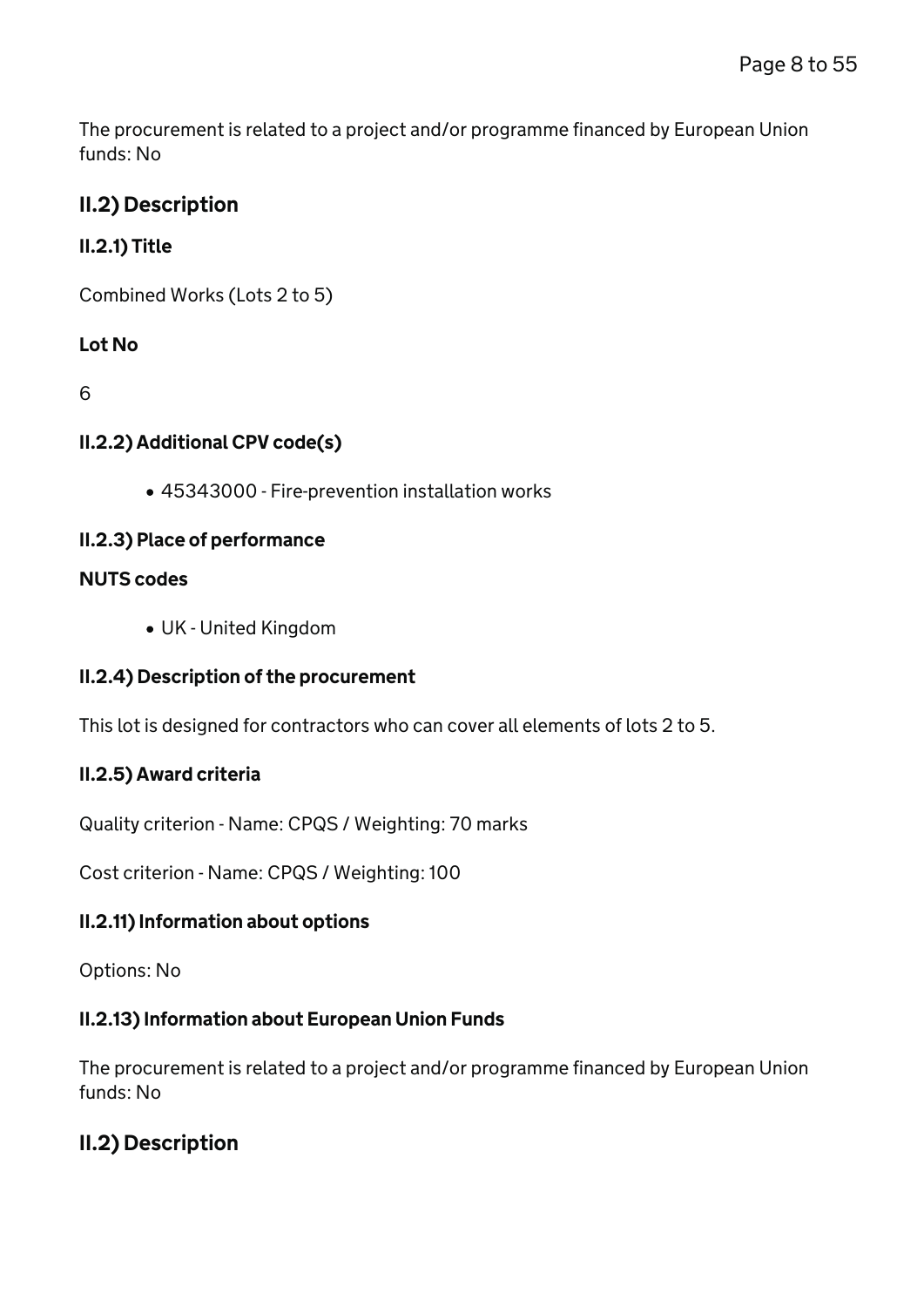The procurement is related to a project and/or programme financed by European Union funds: No

## II.2) Description

### II.2.1) Title

Combined Works (Lots 2 to 5)

**Lot No**

6

### II.2.2) Additional CPV code(s)

- 45343000 - Fire-prevention installation works

### II.2.3) Place of performance

**NUTS codes**

- UK - United Kingdom

### II.2.4) Description of the procurement

This lot is designed for contractors who can cover all elements of lots 2 to 5.

### II.2.5) Award criteria

Quality criterion - Name: CPQS / Weighting: 70 marks

Cost criterion - Name: CPQS / Weighting: 100

### II.2.11) Information about options

Options: No

### II.2.13) Information about European Union Funds

The procurement is related to a project and/or programme financed by European Union funds: No

## II.2) Description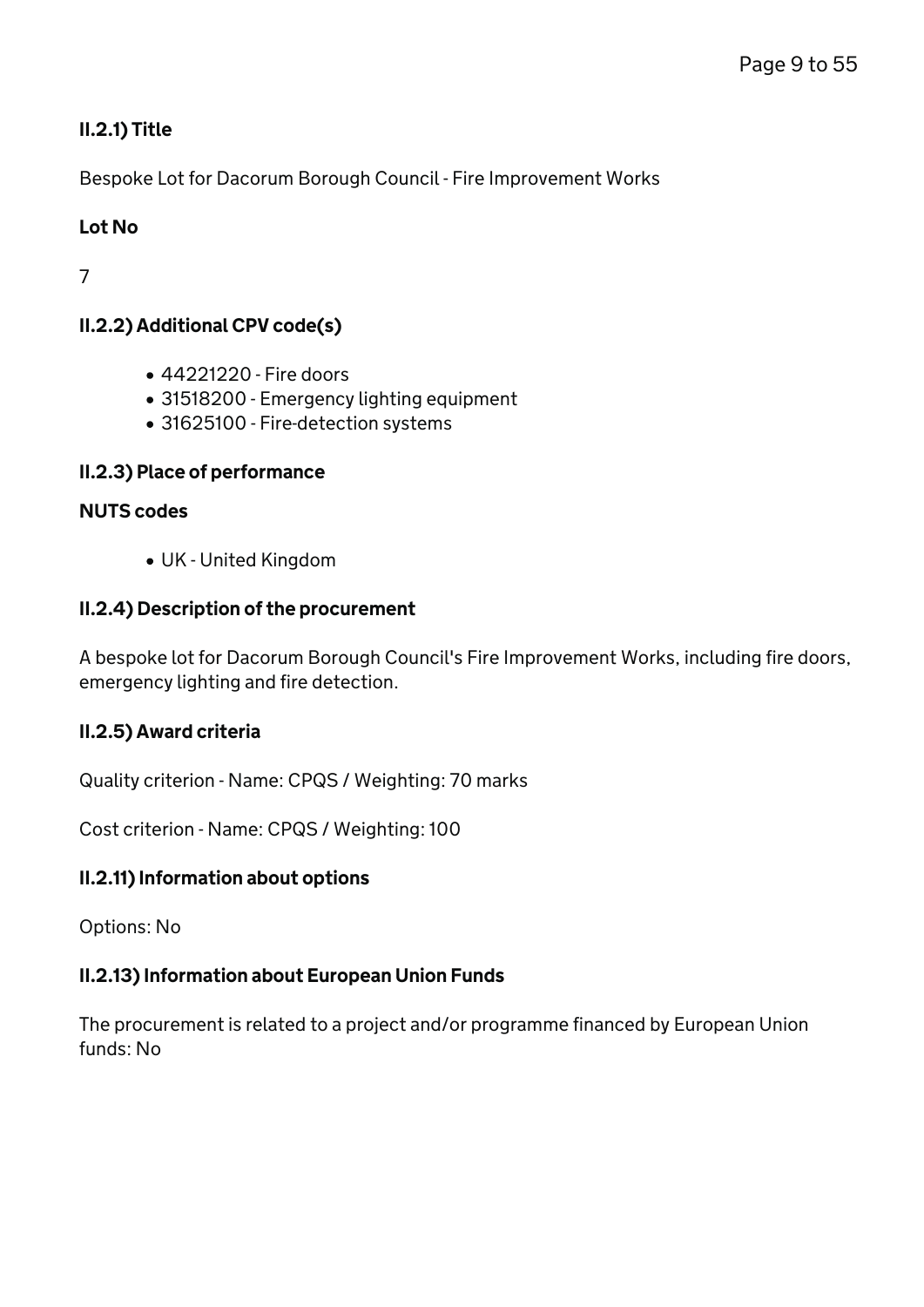### II.2.1) Title

Bespoke Lot for Dacorum Borough Council - Fire Improvement Works

**Lot No**

7

### II.2.2) Additional CPV code(s)

- 44221220 - Fire doors
- 31518200 - Emergency lighting equipment
- 31625100 - Fire-detection systems

### II.2.3) Place of performance

**NUTS codes**

- UK - United Kingdom

### II.2.4) Description of the procurement

A bespoke lot for Dacorum Borough Council's Fire Improvement Works, including fire doors, emergency lighting and fire detection.

### II.2.5) Award criteria

Quality criterion - Name: CPQS / Weighting: 70 marks

Cost criterion - Name: CPQS / Weighting: 100

### II.2.11) Information about options

Options: No

### II.2.13) Information about European Union Funds

The procurement is related to a project and/or programme financed by European Union funds: No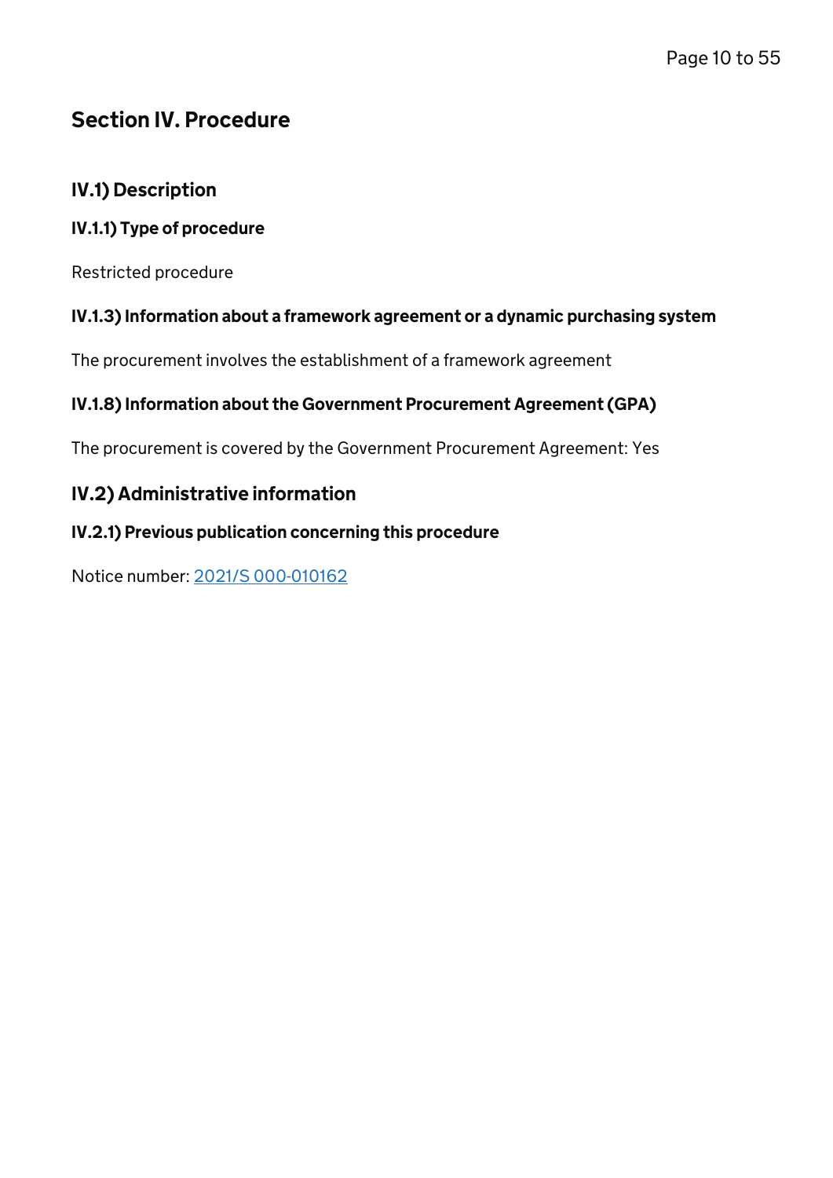## Section IV. Procedure

### IV.1) Description

#### IV.1.1) Type of procedure

Restricted procedure

#### IV.1.3) Information about a framework agreement or a dynamic purchasing system

The procurement involves the establishment of a framework agreement

#### IV.1.8) Information about the Government Procurement Agreement (GPA)

The procurement is covered by the Government Procurement Agreement: Yes

### IV.2) Administrative information

#### IV.2.1) Previous publication concerning this procedure

Notice number: 2021/S 000-010162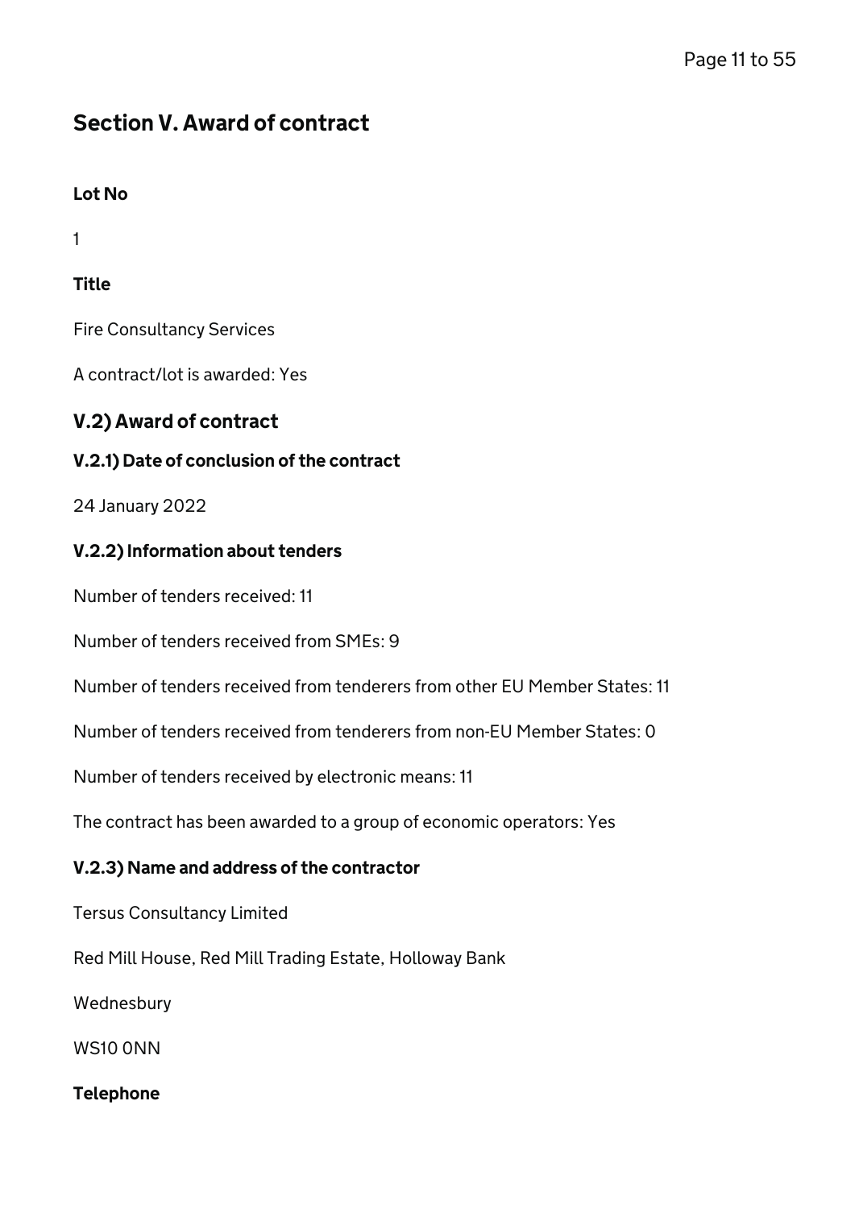## Section V. Award of contract

**Lot No**

1

**Title**

Fire Consultancy Services

A contract/lot is awarded: Yes

### V.2) Award of contract

#### V.2.1) Date of conclusion of the contract

24 January 2022

#### V.2.2) Information about tenders

Number of tenders received: 11

Number of tenders received from SMEs: 9

Number of tenders received from tenderers from other EU Member States: 11

Number of tenders received from tenderers from non-EU Member States: 0

Number of tenders received by electronic means: 11

The contract has been awarded to a group of economic operators: Yes

#### V.2.3) Name and address of the contractor

Tersus Consultancy Limited

Red Mill House, Red Mill Trading Estate, Holloway Bank

Wednesbury

WS10 0NN

**Telephone**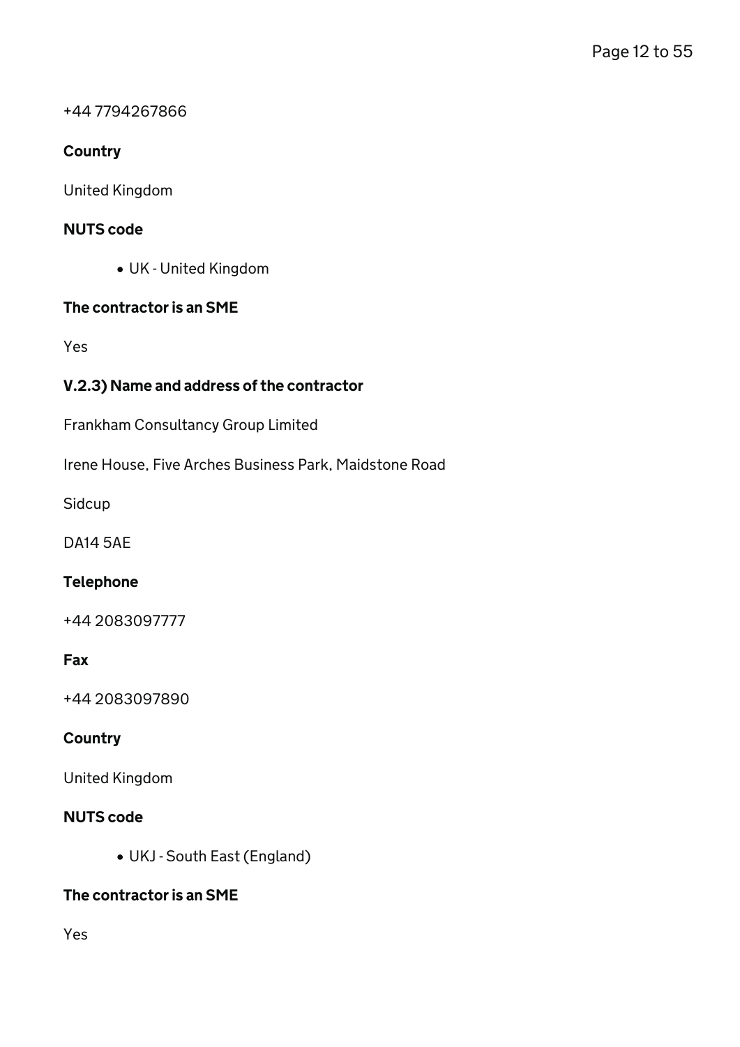+44 7794267866

#### Country

United Kingdom

#### NUTS code

- UK - United Kingdom

#### The contractor is an SME

Yes

#### V.2.3) Name and address of the contractor

Frankham Consultancy Group Limited

Irene House, Five Arches Business Park, Maidstone Road

Sidcup

DA14 5AE

#### Telephone

+44 2083097777

#### Fax

+44 2083097890

#### Country

United Kingdom

#### NUTS code

- UKJ - South East (England)

#### The contractor is an SME

Yes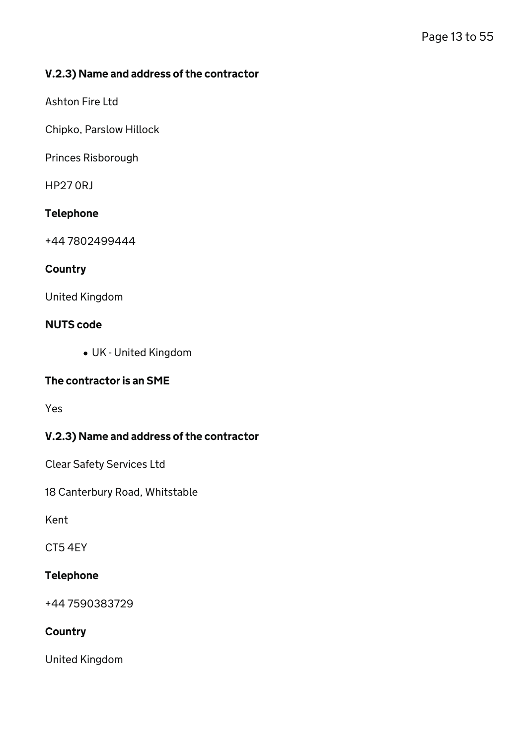### V.2.3) Name and address of the contractor

Ashton Fire Ltd

Chipko, Parslow Hillock

Princes Risborough

HP27 0RJ

#### Telephone

+44 7802499444

#### Country

United Kingdom

#### NUTS code

- UK - United Kingdom

#### The contractor is an SME

Yes

### V.2.3) Name and address of the contractor

Clear Safety Services Ltd

18 Canterbury Road, Whitstable

Kent

CT5 4EY

#### Telephone

+44 7590383729

#### Country

United Kingdom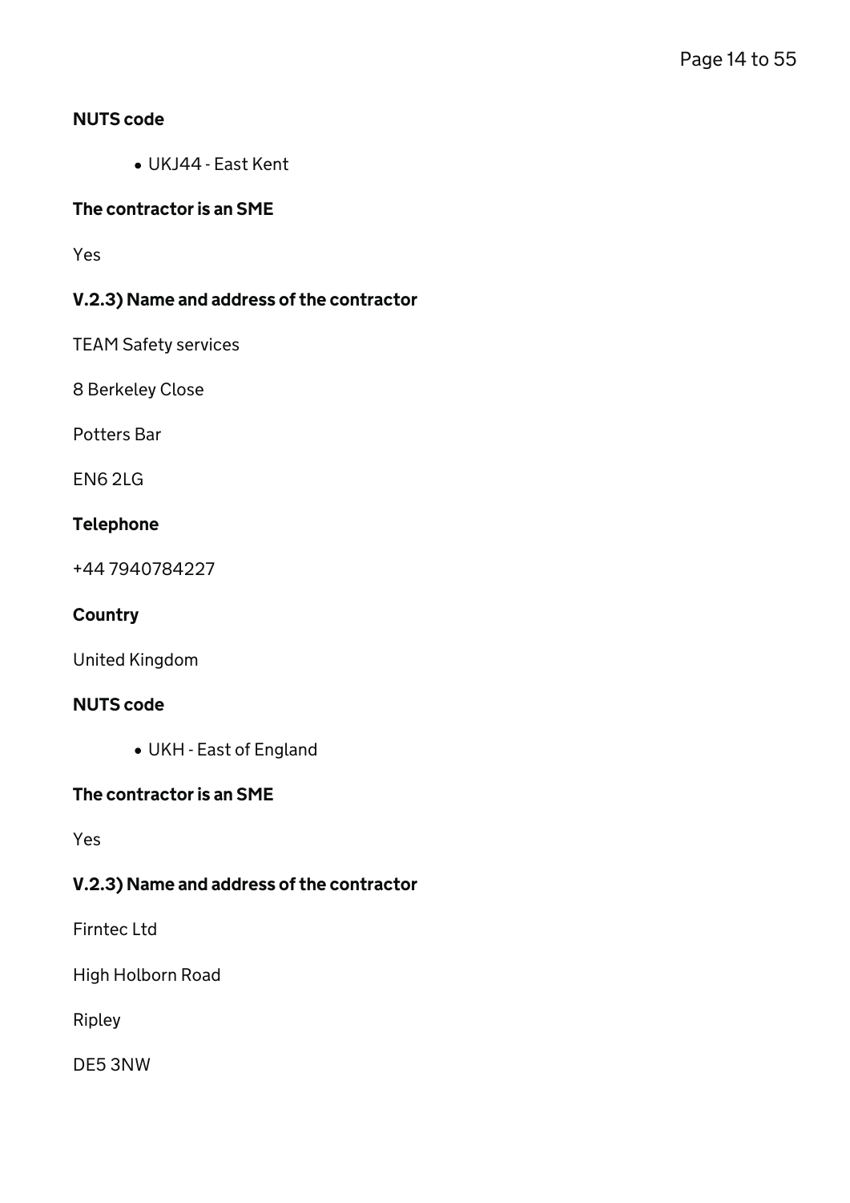#### NUTS code

- UKJ44 - East Kent

#### The contractor is an SME

Yes

#### V.2.3) Name and address of the contractor

TEAM Safety services

8 Berkeley Close

Potters Bar

EN6 2LG

#### Telephone

+44 7940784227

#### Country

United Kingdom

#### NUTS code

- UKH - East of England

#### The contractor is an SME

Yes

#### V.2.3) Name and address of the contractor

Firntec Ltd

High Holborn Road

Ripley

DE5 3NW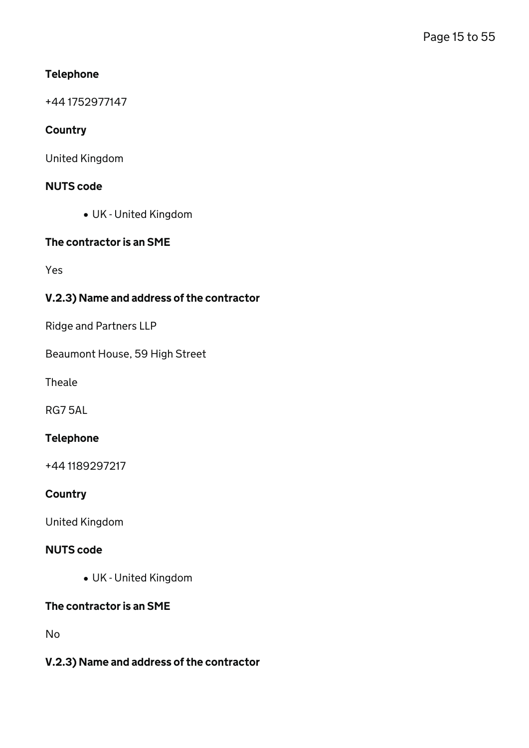#### Telephone

+44 1752977147

#### Country

United Kingdom

#### NUTS code

- UK - United Kingdom

#### The contractor is an SME

Yes

#### V.2.3) Name and address of the contractor

Ridge and Partners LLP

Beaumont House, 59 High Street

Theale

RG7 5AL

#### Telephone

+44 1189297217

#### Country

United Kingdom

#### NUTS code

- UK - United Kingdom

#### The contractor is an SME

No

#### V.2.3) Name and address of the contractor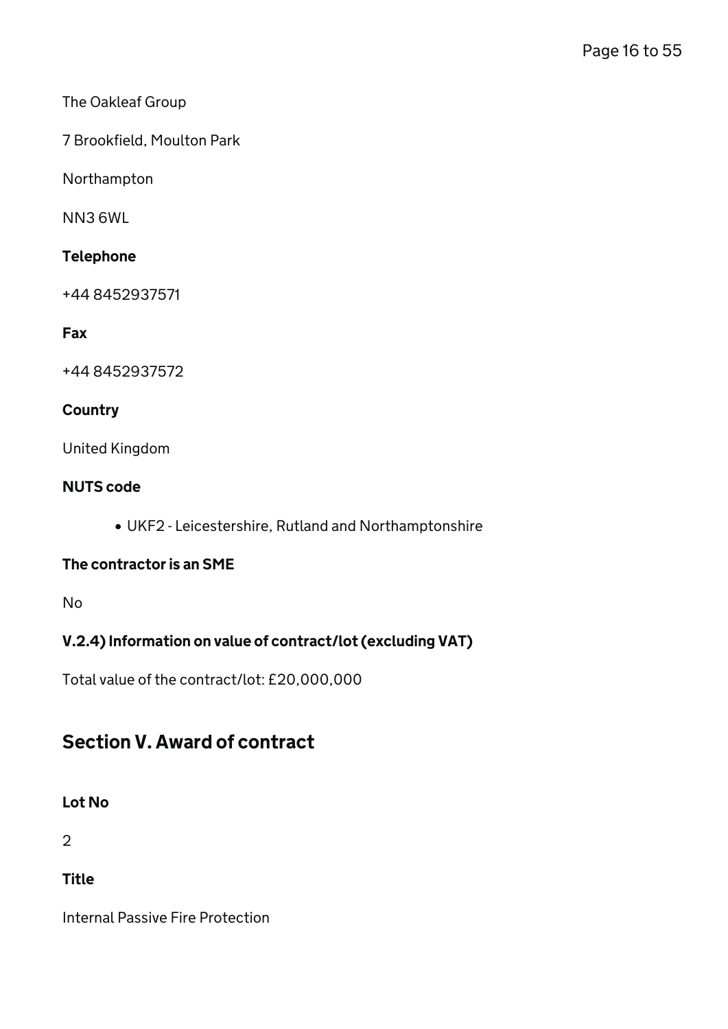The Oakleaf Group

7 Brookfield, Moulton Park

Northampton

NN3 6WL

**Telephone**

+44 8452937571

**Fax**

+44 8452937572

**Country**

United Kingdom

**NUTS code**

- UKF2 - Leicestershire, Rutland and Northamptonshire

**The contractor is an SME**

No

**V.2.4) Information on value of contract/lot (excluding VAT)**

Total value of the contract/lot: £20,000,000

## Section V. Award of contract

**Lot No**

2

**Title**

Internal Passive Fire Protection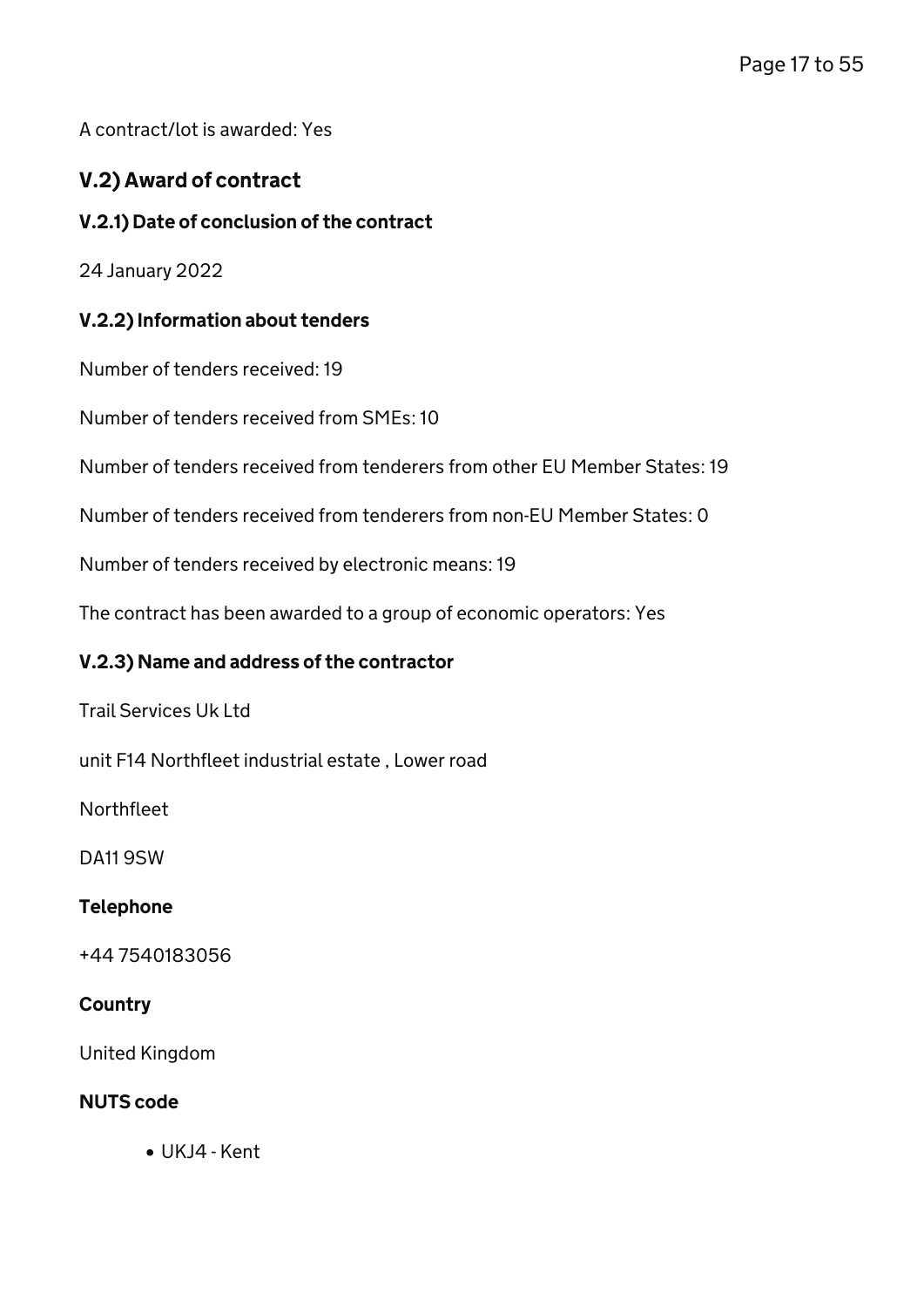A contract/lot is awarded: Yes

## V.2) Award of contract

### V.2.1) Date of conclusion of the contract

24 January 2022

### V.2.2) Information about tenders

Number of tenders received: 19

Number of tenders received from SMEs: 10

Number of tenders received from tenderers from other EU Member States: 19

Number of tenders received from tenderers from non-EU Member States: 0

Number of tenders received by electronic means: 19

The contract has been awarded to a group of economic operators: Yes

### V.2.3) Name and address of the contractor

Trail Services Uk Ltd

unit F14 Northfleet industrial estate , Lower road

Northfleet

DA11 9SW

**Telephone**

+44 7540183056

**Country**

United Kingdom

**NUTS code**

- UKJ4 - Kent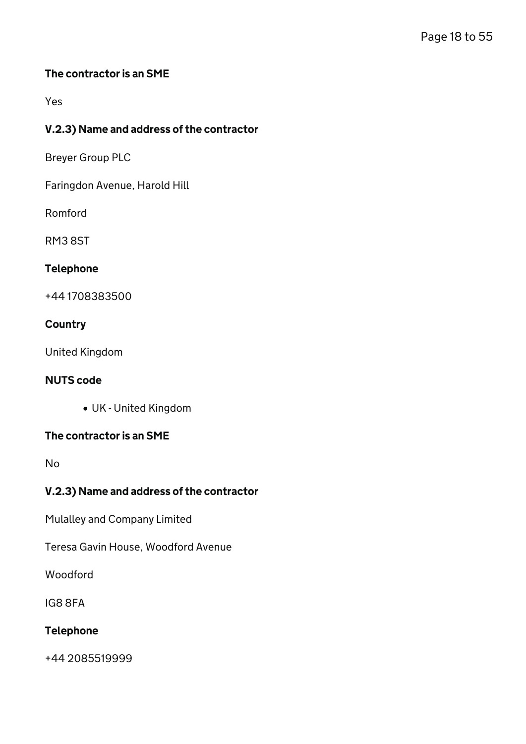#### The contractor is an SME

Yes

#### V.2.3) Name and address of the contractor

Breyer Group PLC

Faringdon Avenue, Harold Hill

Romford

RM3 8ST

#### Telephone

+44 1708383500

#### Country

United Kingdom

#### NUTS code

- UK - United Kingdom

#### The contractor is an SME

No

#### V.2.3) Name and address of the contractor

Mulalley and Company Limited

Teresa Gavin House, Woodford Avenue

Woodford

IG8 8FA

#### Telephone

+44 2085519999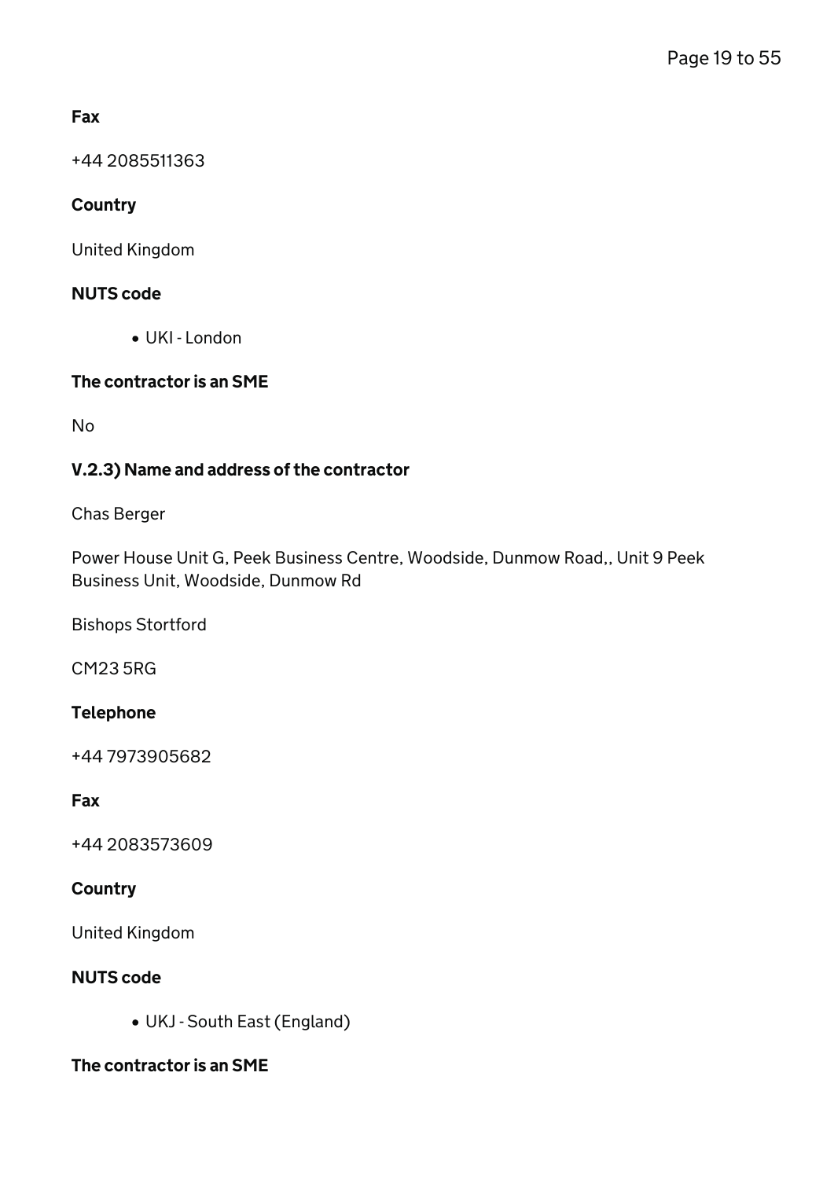#### Fax

+44 2085511363

#### Country

United Kingdom

#### NUTS code

- UKI - London

#### The contractor is an SME

No

#### V.2.3) Name and address of the contractor

Chas Berger

Power House Unit G, Peek Business Centre, Woodside, Dunmow Road,, Unit 9 Peek Business Unit, Woodside, Dunmow Rd

Bishops Stortford

CM23 5RG

#### Telephone

+44 7973905682

#### Fax

+44 2083573609

#### Country

United Kingdom

#### NUTS code

- UKJ - South East (England)

#### The contractor is an SME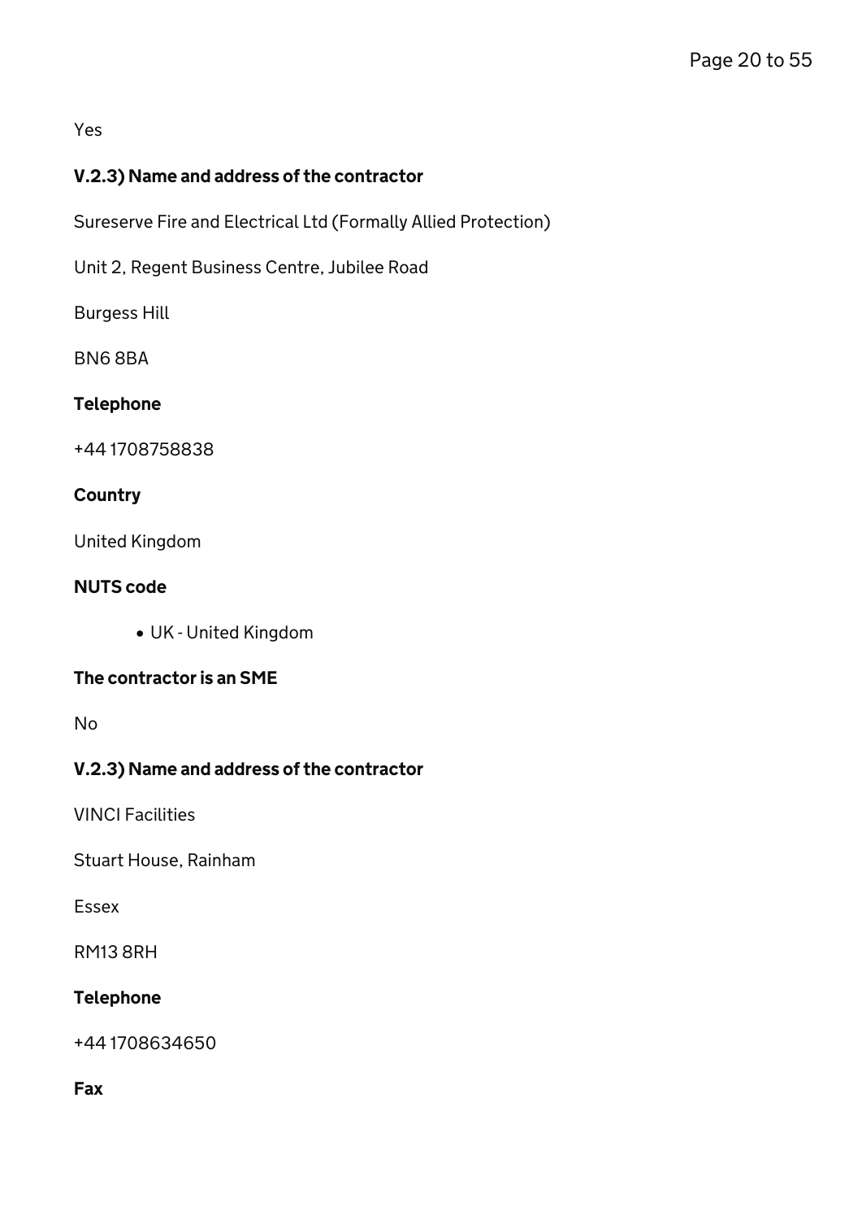Yes

### V.2.3) Name and address of the contractor

Sureserve Fire and Electrical Ltd (Formally Allied Protection)

Unit 2, Regent Business Centre, Jubilee Road

Burgess Hill

BN6 8BA

**Telephone**

+44 1708758838

**Country**

United Kingdom

**NUTS code**

- UK - United Kingdom

**The contractor is an SME**

No

### V.2.3) Name and address of the contractor

VINCI Facilities

Stuart House, Rainham

Essex

RM13 8RH

**Telephone**

+44 1708634650

**Fax**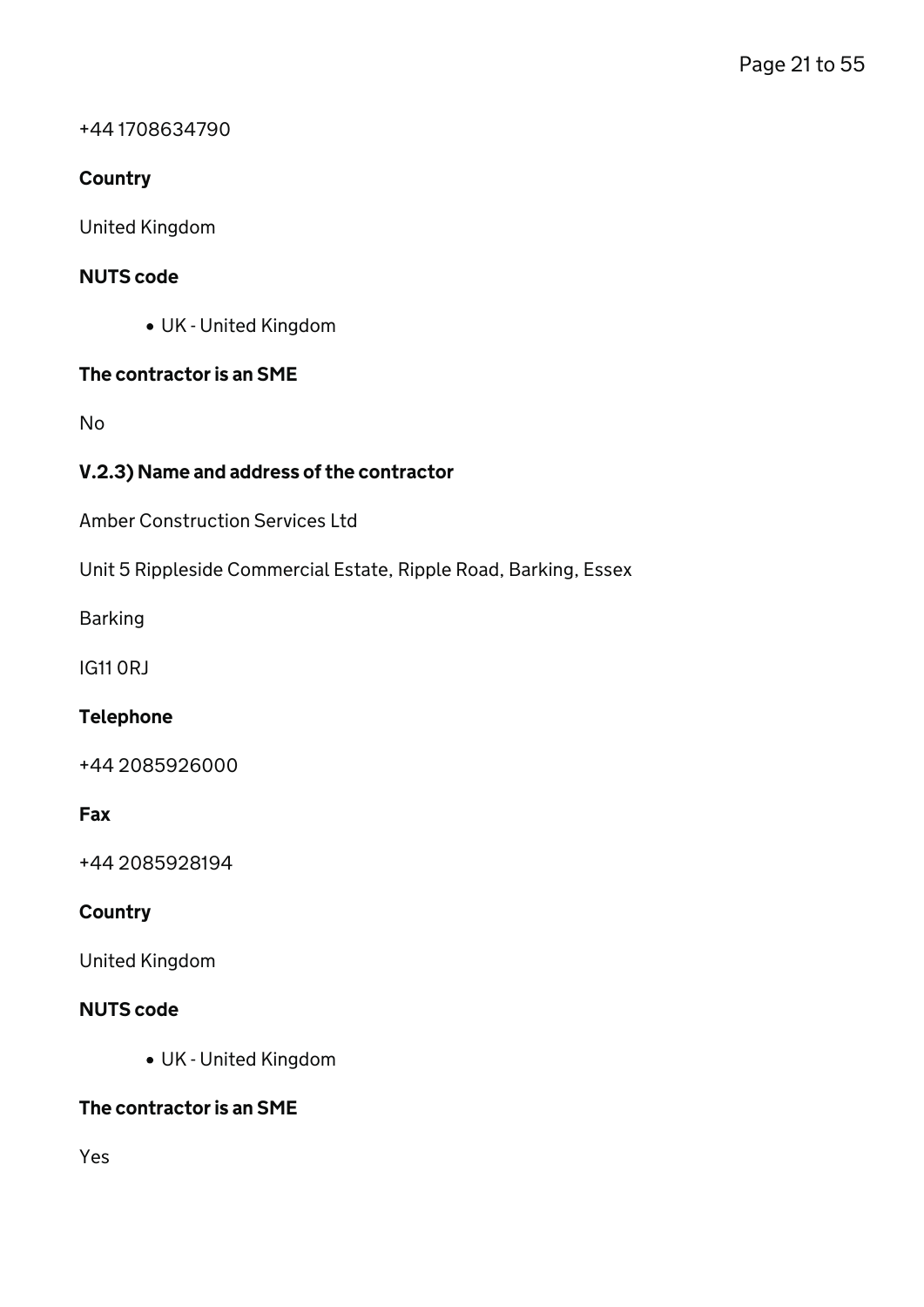+44 1708634790

**Country**

United Kingdom

**NUTS code**

- UK - United Kingdom

**The contractor is an SME**

No

**V.2.3) Name and address of the contractor**

Amber Construction Services Ltd

Unit 5 Rippleside Commercial Estate, Ripple Road, Barking, Essex

Barking

IG11 0RJ

**Telephone**

+44 2085926000

**Fax**

+44 2085928194

**Country**

United Kingdom

**NUTS code**

- UK - United Kingdom

**The contractor is an SME**

Yes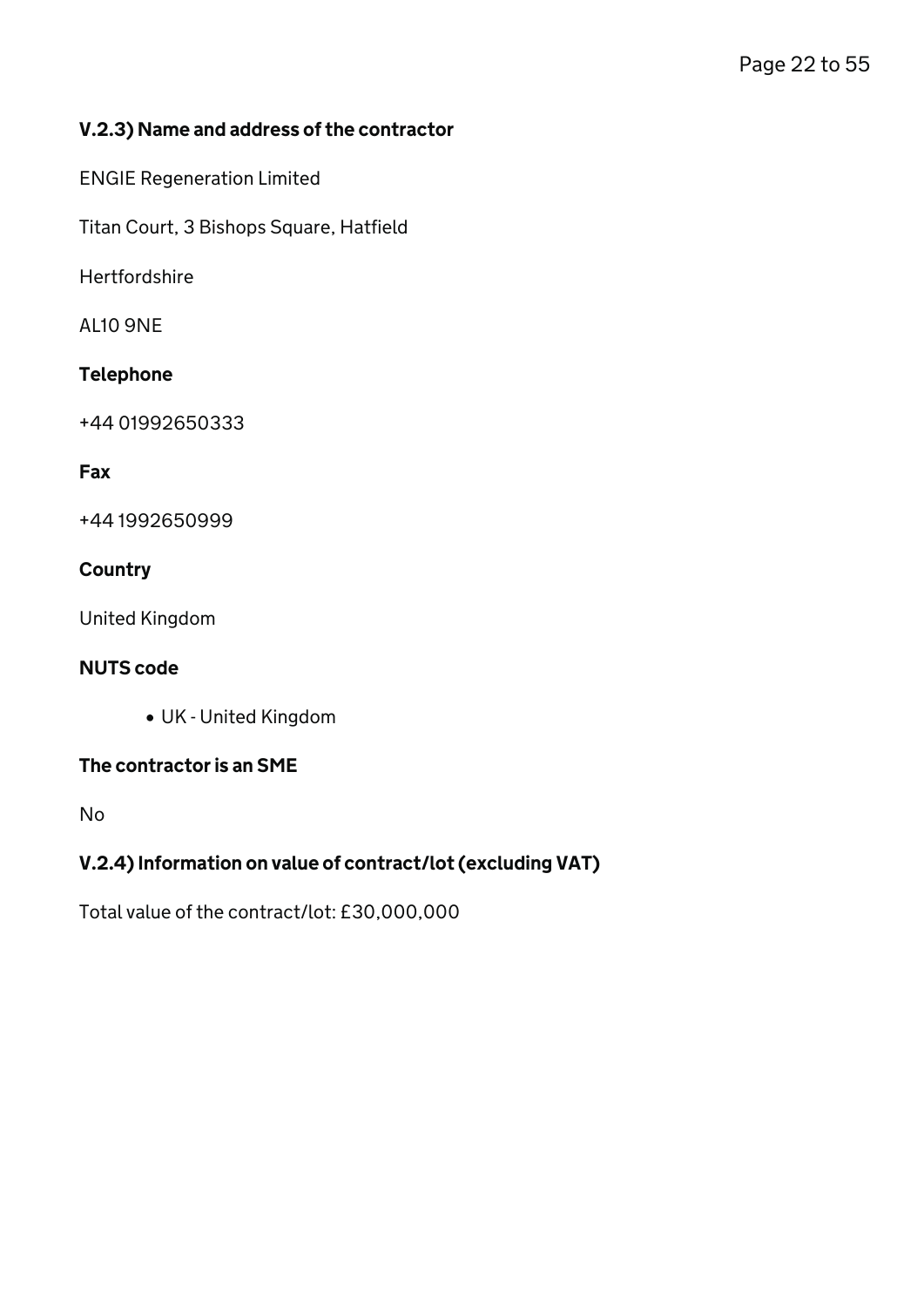### V.2.3) Name and address of the contractor

ENGIE Regeneration Limited

Titan Court, 3 Bishops Square, Hatfield

Hertfordshire

AL10 9NE

**Telephone**

+44 01992650333

**Fax**

+44 1992650999

**Country**

United Kingdom

**NUTS code**

- UK - United Kingdom

**The contractor is an SME**

No

### V.2.4) Information on value of contract/lot (excluding VAT)

Total value of the contract/lot: £30,000,000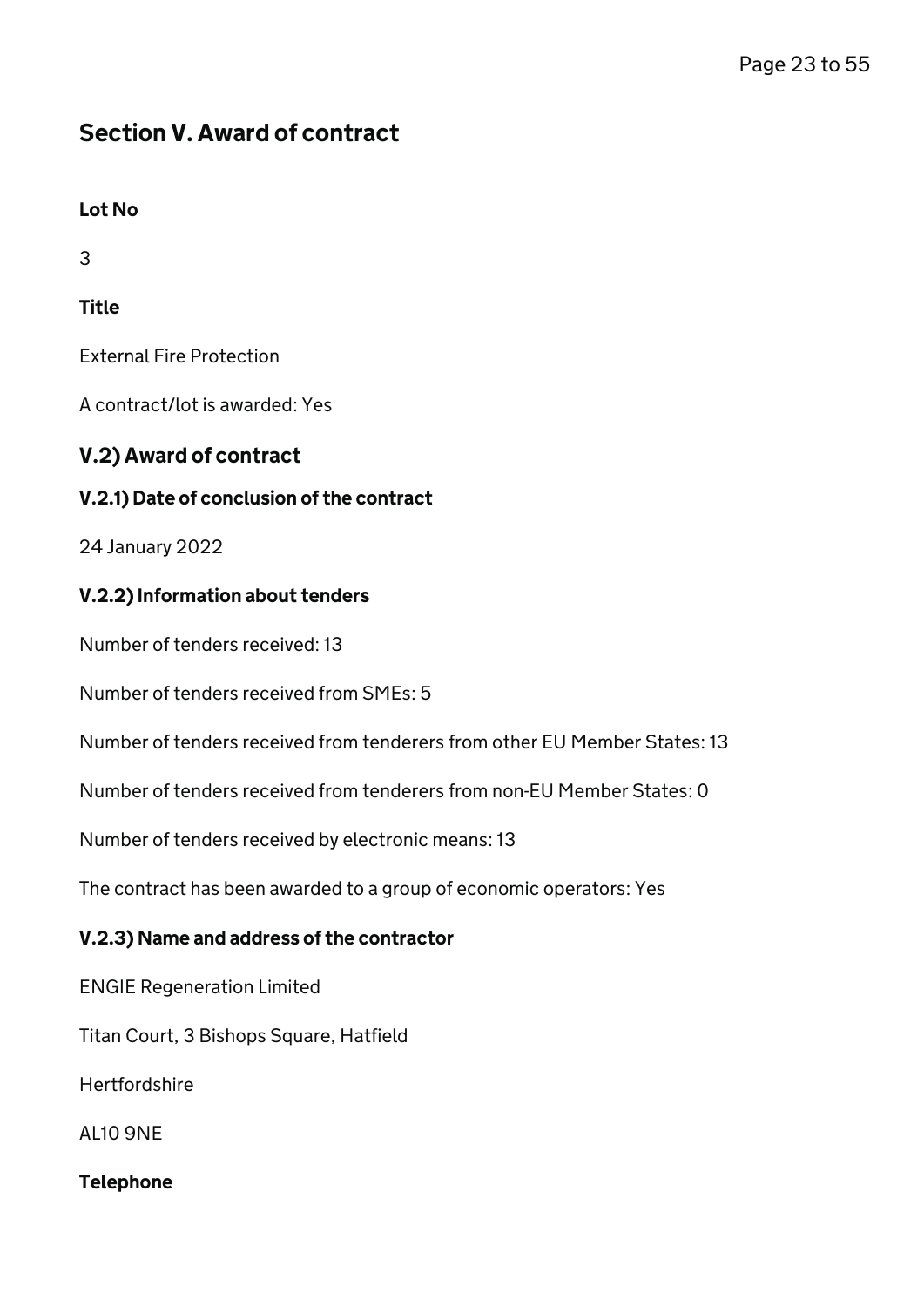## Section V. Award of contract

**Lot No**

3

**Title**

External Fire Protection

A contract/lot is awarded: Yes

### V.2) Award of contract

#### V.2.1) Date of conclusion of the contract

24 January 2022

#### V.2.2) Information about tenders

Number of tenders received: 13

Number of tenders received from SMEs: 5

Number of tenders received from tenderers from other EU Member States: 13

Number of tenders received from tenderers from non-EU Member States: 0

Number of tenders received by electronic means: 13

The contract has been awarded to a group of economic operators: Yes

#### V.2.3) Name and address of the contractor

ENGIE Regeneration Limited

Titan Court, 3 Bishops Square, Hatfield

Hertfordshire

AL10 9NE

**Telephone**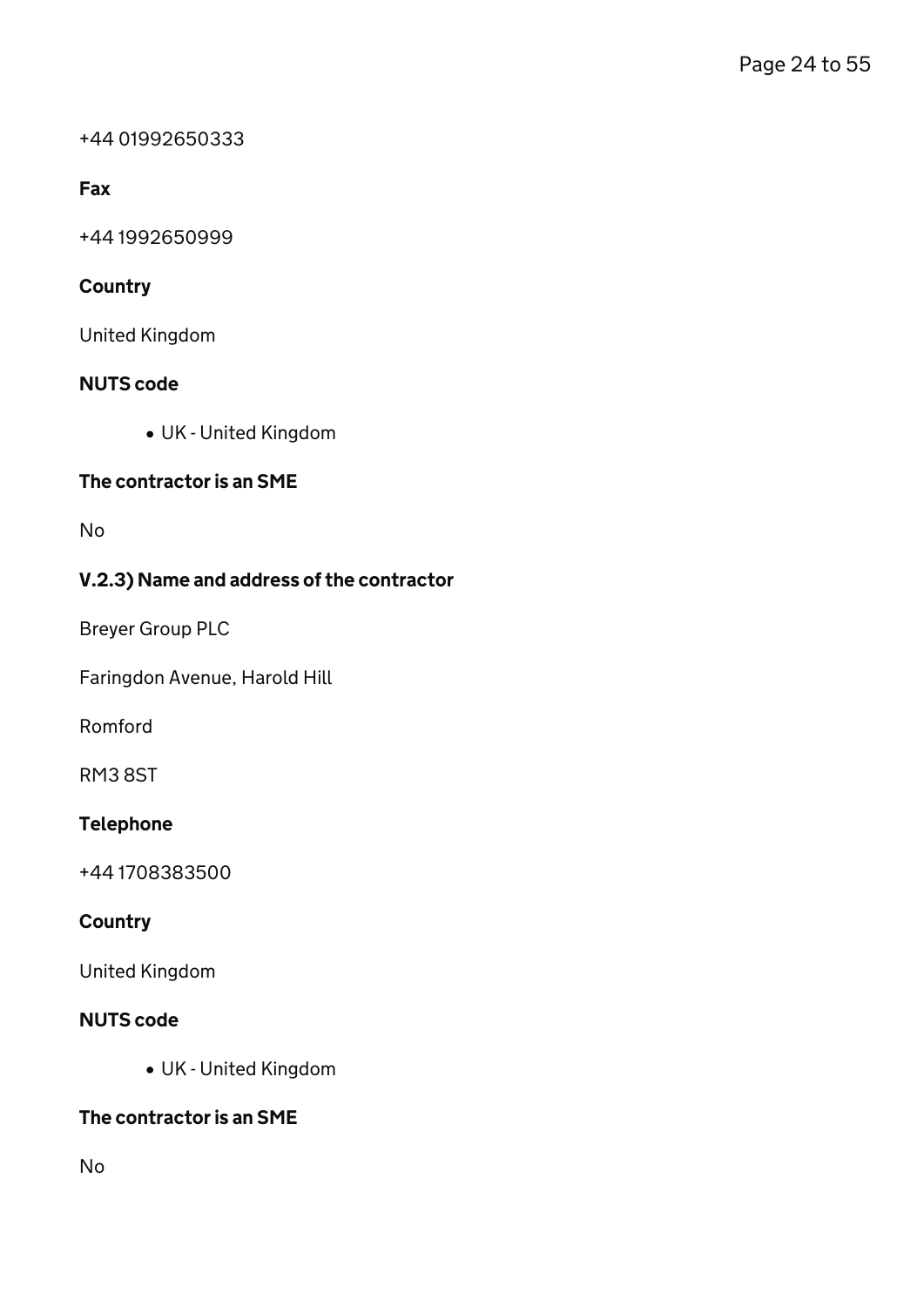+44 01992650333

**Fax**

+44 1992650999

**Country**

United Kingdom

**NUTS code**

- UK - United Kingdom

**The contractor is an SME**

No

### V.2.3) Name and address of the contractor

Breyer Group PLC

Faringdon Avenue, Harold Hill

Romford

RM3 8ST

**Telephone**

+44 1708383500

**Country**

United Kingdom

**NUTS code**

- UK - United Kingdom

**The contractor is an SME**

No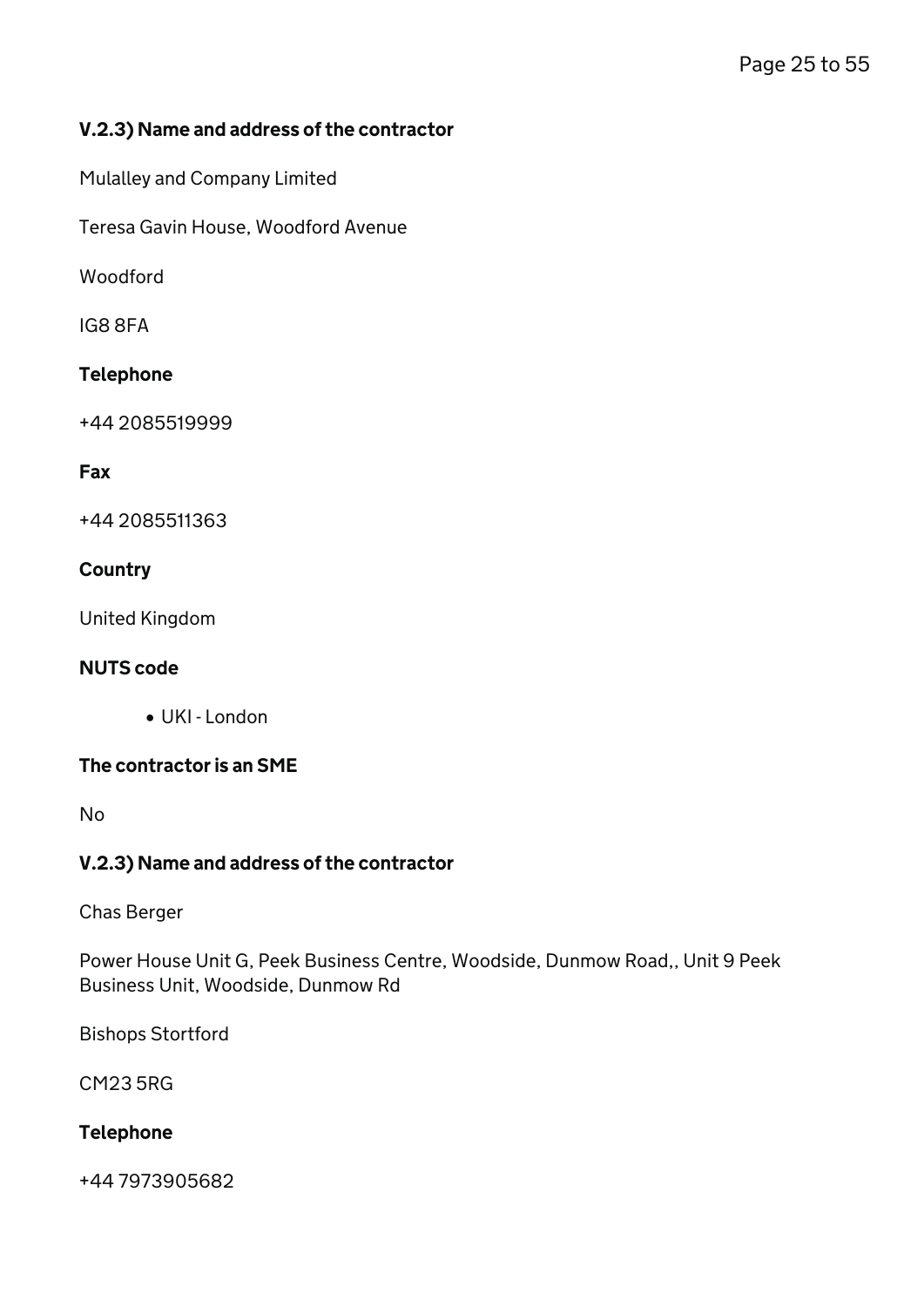### V.2.3) Name and address of the contractor

Mulalley and Company Limited

Teresa Gavin House, Woodford Avenue

Woodford

IG8 8FA

#### Telephone

+44 2085519999

#### Fax

+44 2085511363

#### Country

United Kingdom

#### NUTS code

- UKI - London

#### The contractor is an SME

No

### V.2.3) Name and address of the contractor

Chas Berger

Power House Unit G, Peek Business Centre, Woodside, Dunmow Road,, Unit 9 Peek Business Unit, Woodside, Dunmow Rd

Bishops Stortford

CM23 5RG

#### Telephone

+44 7973905682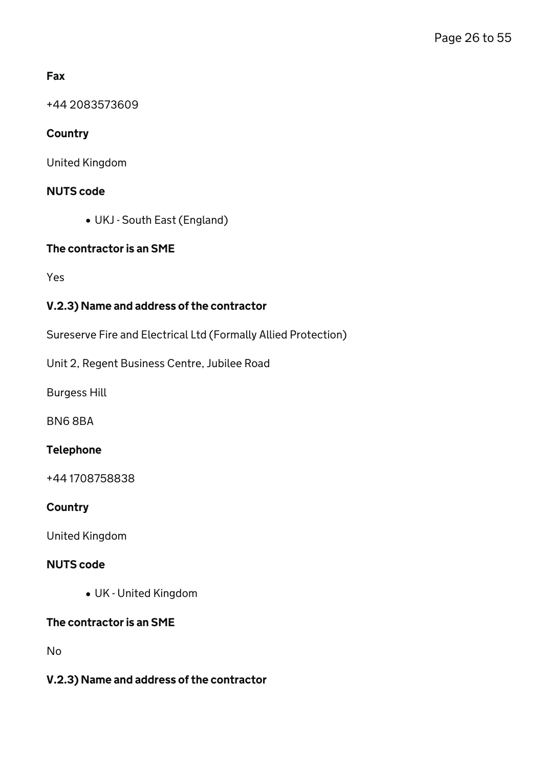#### Fax

+44 2083573609

#### Country

United Kingdom

#### NUTS code

- UKJ - South East (England)

#### The contractor is an SME

Yes

#### V.2.3) Name and address of the contractor

Sureserve Fire and Electrical Ltd (Formally Allied Protection)

Unit 2, Regent Business Centre, Jubilee Road

Burgess Hill

BN6 8BA

#### Telephone

+44 1708758838

#### Country

United Kingdom

#### NUTS code

- UK - United Kingdom

#### The contractor is an SME

No

#### V.2.3) Name and address of the contractor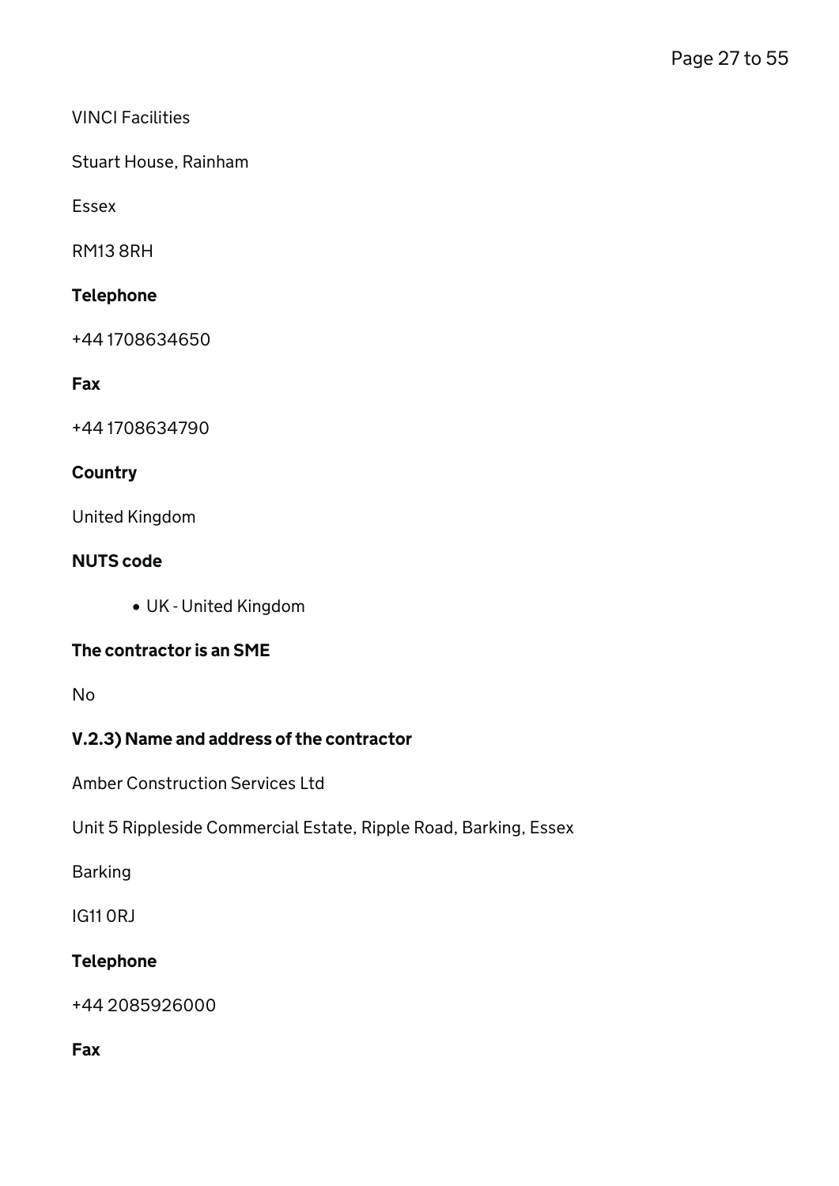VINCI Facilities

Stuart House, Rainham

Essex

RM13 8RH

**Telephone**

+44 1708634650

**Fax**

+44 1708634790

**Country**

United Kingdom

**NUTS code**

- UK - United Kingdom

**The contractor is an SME**

No

**V.2.3) Name and address of the contractor**

Amber Construction Services Ltd

Unit 5 Rippleside Commercial Estate, Ripple Road, Barking, Essex

Barking

IG11 0RJ

**Telephone**

+44 2085926000

**Fax**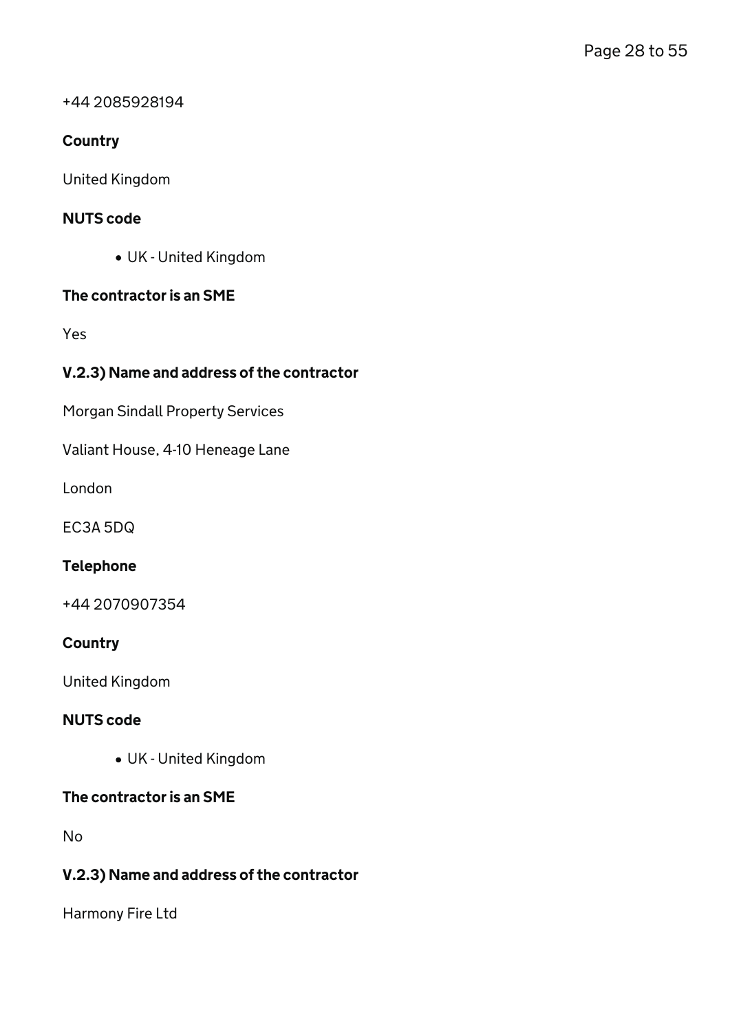+44 2085928194

#### Country

United Kingdom

#### NUTS code

- UK - United Kingdom

#### The contractor is an SME

Yes

#### V.2.3) Name and address of the contractor

Morgan Sindall Property Services

Valiant House, 4-10 Heneage Lane

London

EC3A 5DQ

#### Telephone

+44 2070907354

#### Country

United Kingdom

#### NUTS code

- UK - United Kingdom

#### The contractor is an SME

No

#### V.2.3) Name and address of the contractor

Harmony Fire Ltd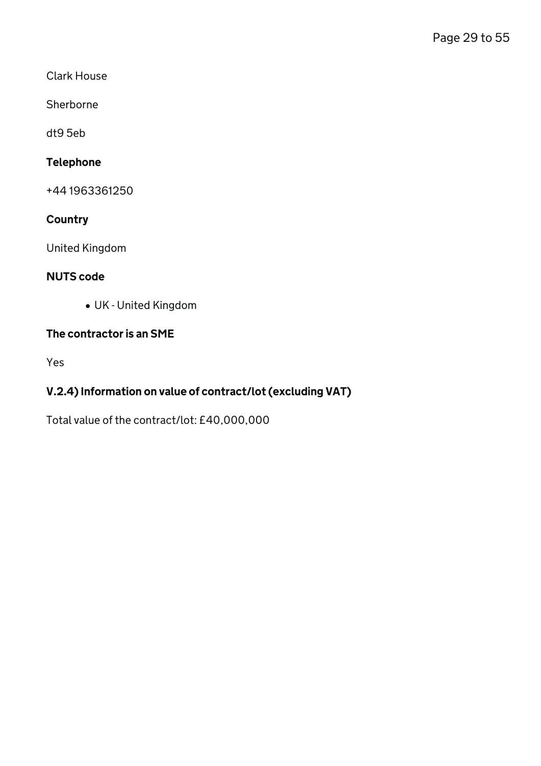Clark House

Sherborne

dt9 5eb

#### Telephone

+44 1963361250

#### Country

United Kingdom

#### NUTS code

- UK - United Kingdom

#### The contractor is an SME

Yes

### V.2.4) Information on value of contract/lot (excluding VAT)

Total value of the contract/lot: £40,000,000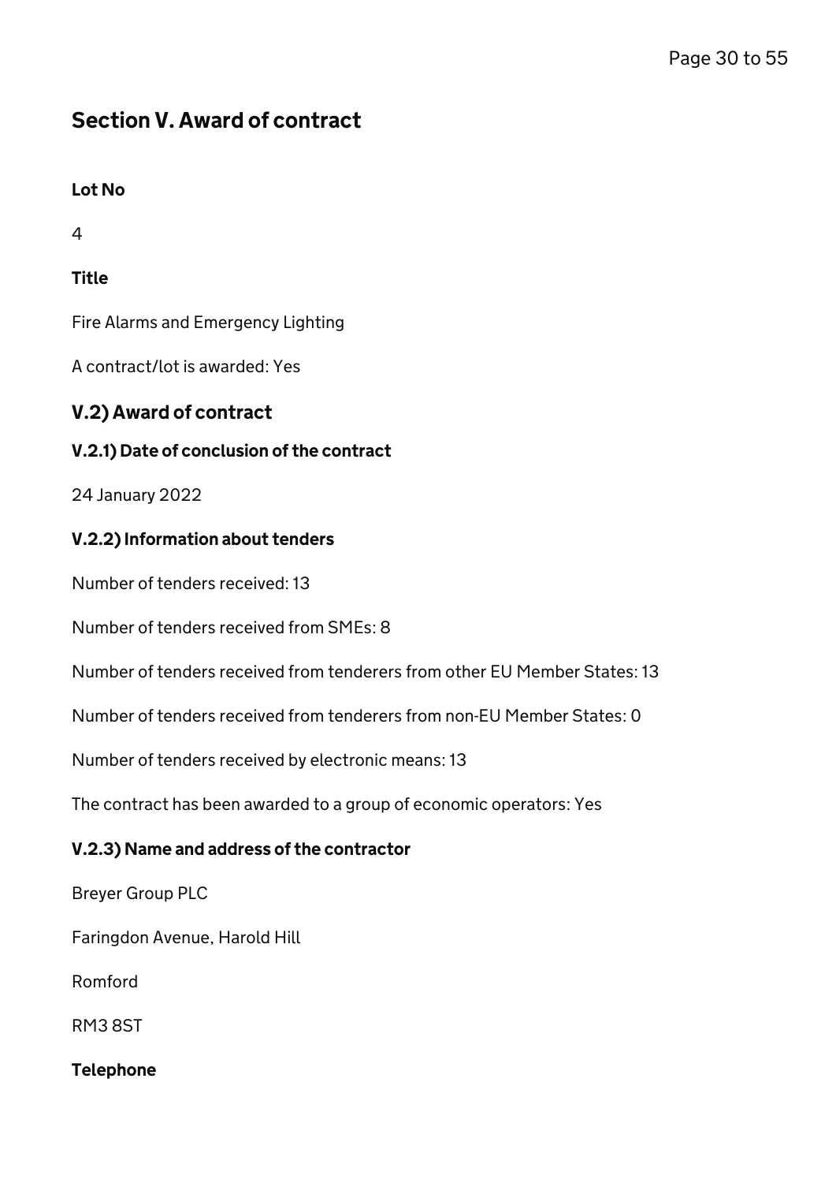## Section V. Award of contract

**Lot No**

4

**Title**

Fire Alarms and Emergency Lighting

A contract/lot is awarded: Yes

### V.2) Award of contract

#### V.2.1) Date of conclusion of the contract

24 January 2022

#### V.2.2) Information about tenders

Number of tenders received: 13

Number of tenders received from SMEs: 8

Number of tenders received from tenderers from other EU Member States: 13

Number of tenders received from tenderers from non-EU Member States: 0

Number of tenders received by electronic means: 13

The contract has been awarded to a group of economic operators: Yes

#### V.2.3) Name and address of the contractor

Breyer Group PLC

Faringdon Avenue, Harold Hill

Romford

RM3 8ST

**Telephone**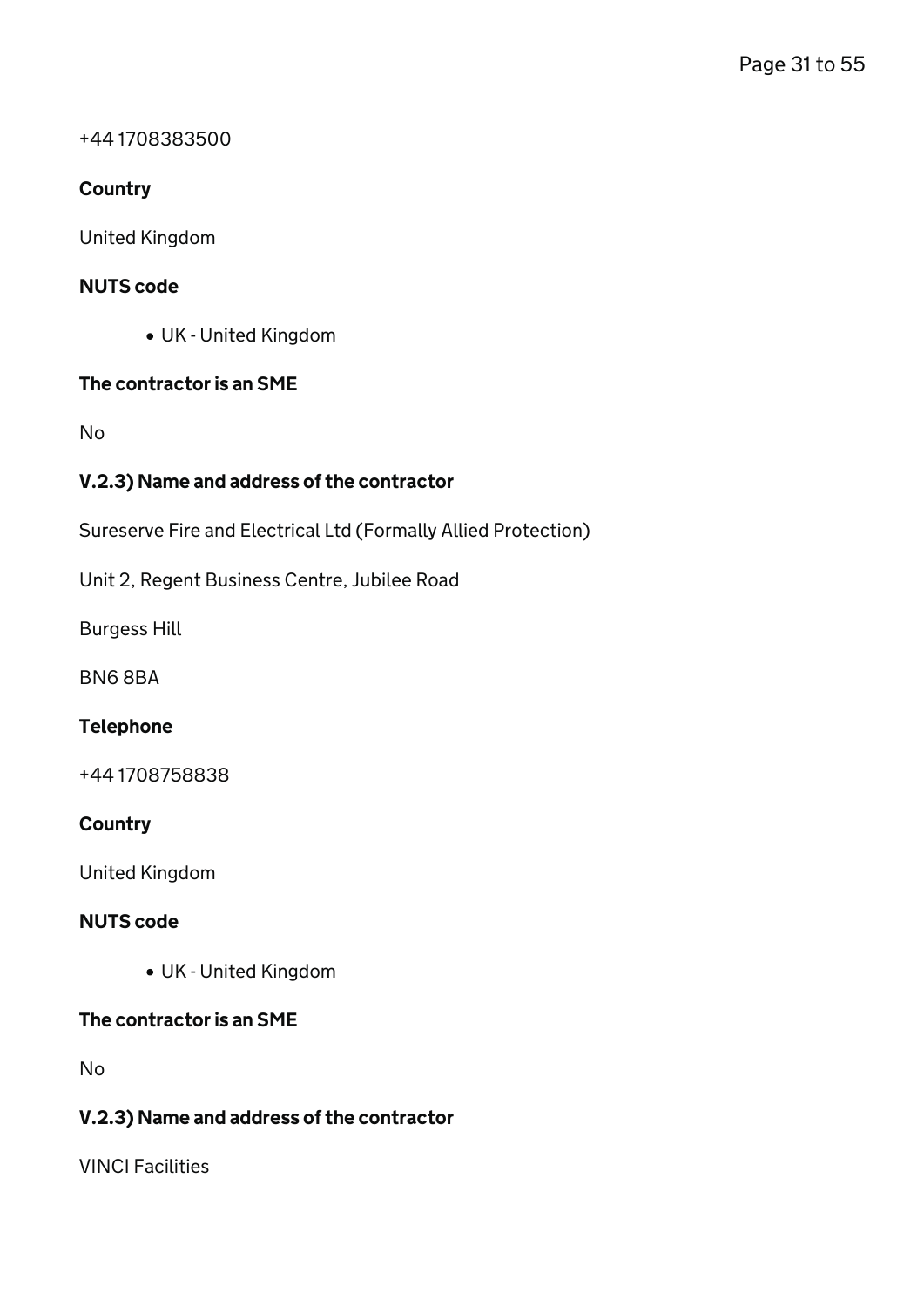+44 1708383500

### Country

United Kingdom

### NUTS code

- UK - United Kingdom

### The contractor is an SME

No

### V.2.3) Name and address of the contractor

Sureserve Fire and Electrical Ltd (Formally Allied Protection)

Unit 2, Regent Business Centre, Jubilee Road

Burgess Hill

BN6 8BA

### Telephone

+44 1708758838

### Country

United Kingdom

### NUTS code

- UK - United Kingdom

### The contractor is an SME

No

### V.2.3) Name and address of the contractor

VINCI Facilities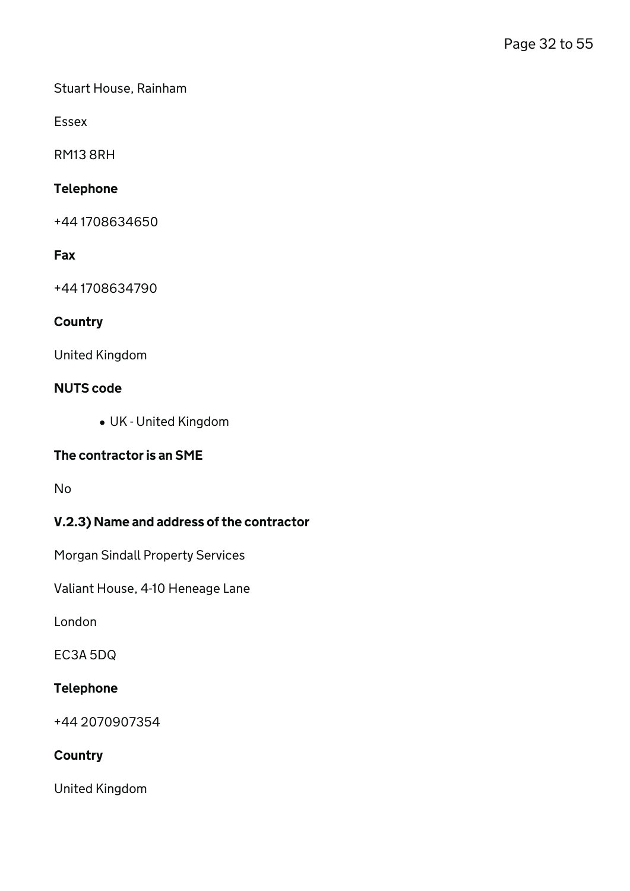Stuart House, Rainham

Essex

RM13 8RH

**Telephone**

+44 1708634650

**Fax**

+44 1708634790

**Country**

United Kingdom

**NUTS code**

- UK - United Kingdom

**The contractor is an SME**

No

**V.2.3) Name and address of the contractor**

Morgan Sindall Property Services

Valiant House, 4-10 Heneage Lane

London

EC3A 5DQ

**Telephone**

+44 2070907354

**Country**

United Kingdom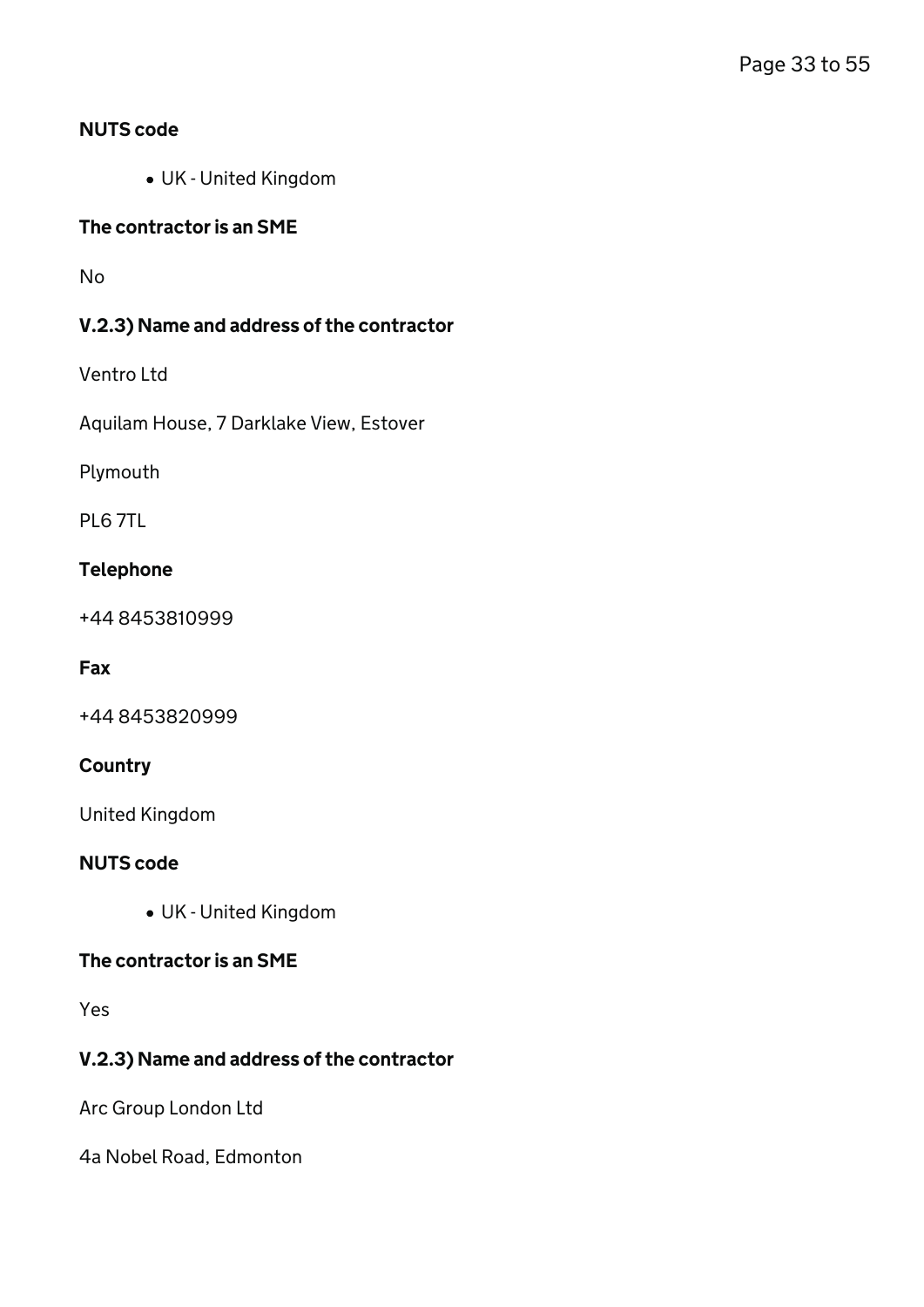#### NUTS code

- UK - United Kingdom

#### The contractor is an SME

No

#### V.2.3) Name and address of the contractor

Ventro Ltd

Aquilam House, 7 Darklake View, Estover

Plymouth

PL6 7TL

#### Telephone

+44 8453810999

#### Fax

+44 8453820999

#### Country

United Kingdom

#### NUTS code

- UK - United Kingdom

#### The contractor is an SME

Yes

#### V.2.3) Name and address of the contractor

Arc Group London Ltd

4a Nobel Road, Edmonton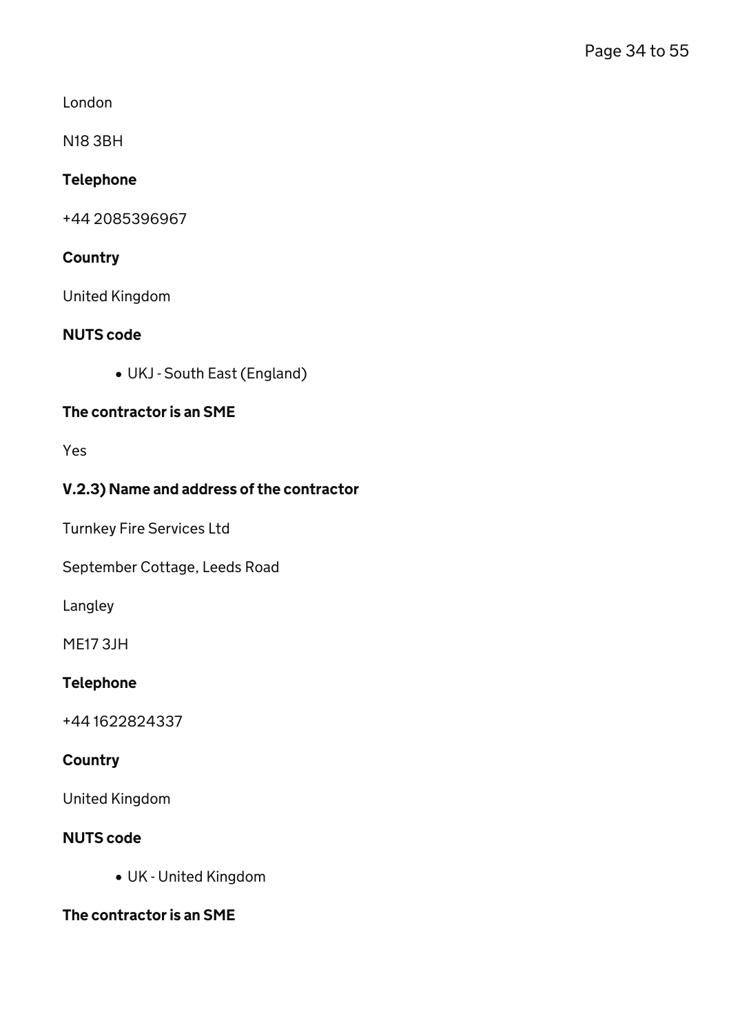London

N18 3BH

#### Telephone

+44 2085396967

#### Country

United Kingdom

#### NUTS code

- UKJ - South East (England)

#### The contractor is an SME

Yes

#### V.2.3) Name and address of the contractor

Turnkey Fire Services Ltd

September Cottage, Leeds Road

Langley

ME17 3JH

#### Telephone

+44 1622824337

#### Country

United Kingdom

#### NUTS code

- UK - United Kingdom

#### The contractor is an SME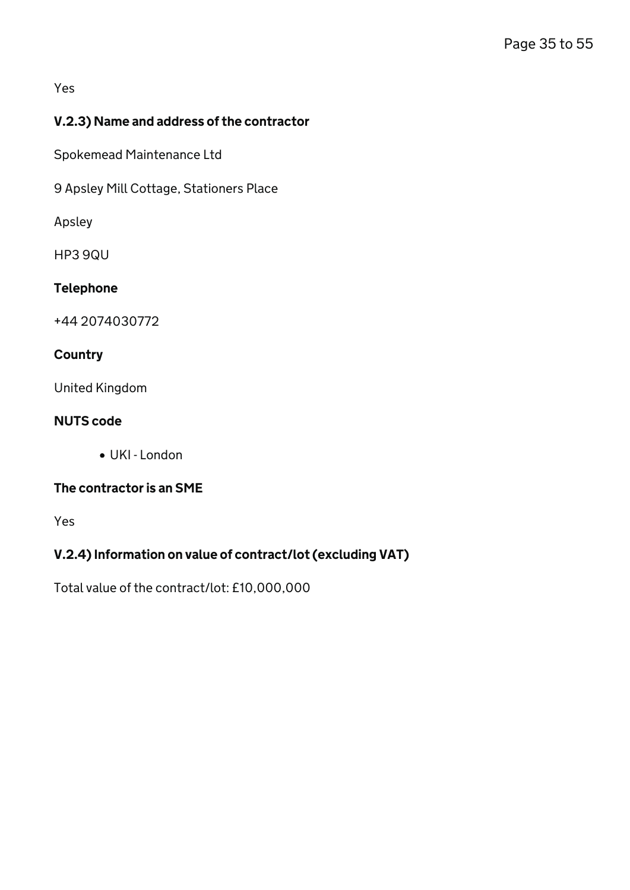Yes

### V.2.3) Name and address of the contractor

Spokemead Maintenance Ltd

9 Apsley Mill Cottage, Stationers Place

Apsley

HP3 9QU

**Telephone**

+44 2074030772

**Country**

United Kingdom

**NUTS code**

- UKI - London

**The contractor is an SME**

Yes

### V.2.4) Information on value of contract/lot (excluding VAT)

Total value of the contract/lot: £10,000,000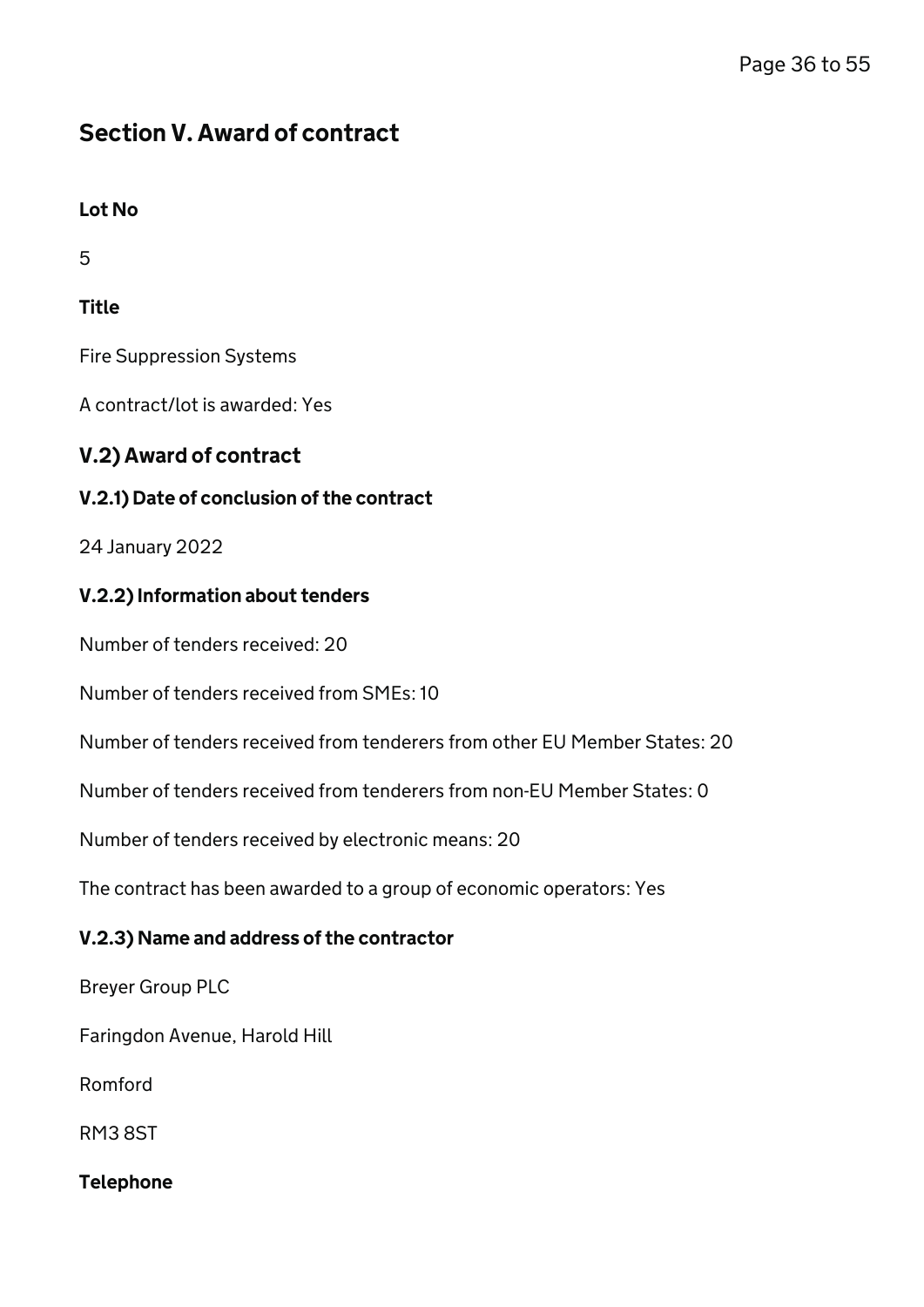## Section V. Award of contract

**Lot No**

5

**Title**

Fire Suppression Systems

A contract/lot is awarded: Yes

### V.2) Award of contract

#### V.2.1) Date of conclusion of the contract

24 January 2022

#### V.2.2) Information about tenders

Number of tenders received: 20

Number of tenders received from SMEs: 10

Number of tenders received from tenderers from other EU Member States: 20

Number of tenders received from tenderers from non-EU Member States: 0

Number of tenders received by electronic means: 20

The contract has been awarded to a group of economic operators: Yes

#### V.2.3) Name and address of the contractor

Breyer Group PLC

Faringdon Avenue, Harold Hill

Romford

RM3 8ST

**Telephone**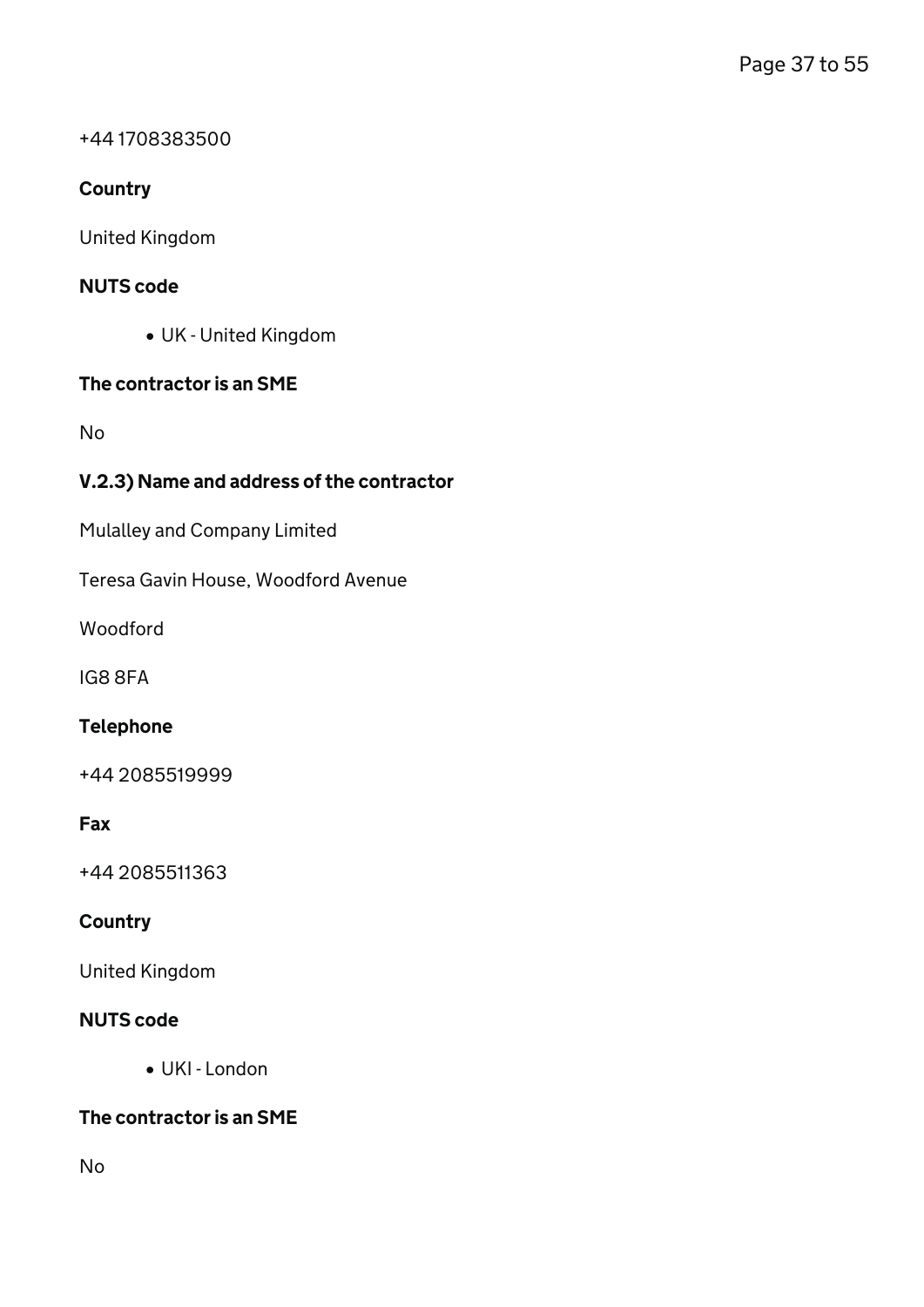+44 1708383500

#### Country

United Kingdom

#### NUTS code

- UK - United Kingdom

#### The contractor is an SME

No

### V.2.3) Name and address of the contractor

Mulalley and Company Limited

Teresa Gavin House, Woodford Avenue

Woodford

IG8 8FA

#### Telephone

+44 2085519999

#### Fax

+44 2085511363

#### Country

United Kingdom

#### NUTS code

- UKI - London

#### The contractor is an SME

No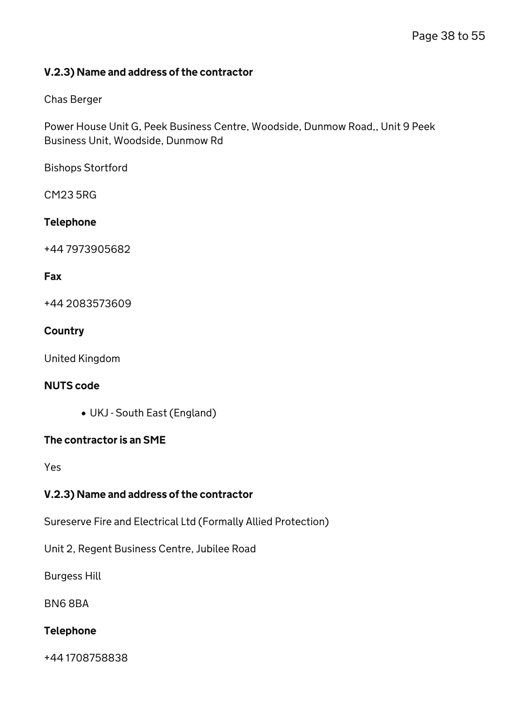### V.2.3) Name and address of the contractor

Chas Berger

Power House Unit G, Peek Business Centre, Woodside, Dunmow Road,, Unit 9 Peek Business Unit, Woodside, Dunmow Rd

Bishops Stortford

CM23 5RG

#### Telephone

+44 7973905682

#### Fax

+44 2083573609

#### Country

United Kingdom

#### NUTS code

- UKJ - South East (England)

#### The contractor is an SME

Yes

### V.2.3) Name and address of the contractor

Sureserve Fire and Electrical Ltd (Formally Allied Protection)

Unit 2, Regent Business Centre, Jubilee Road

Burgess Hill

BN6 8BA

#### Telephone

+44 1708758838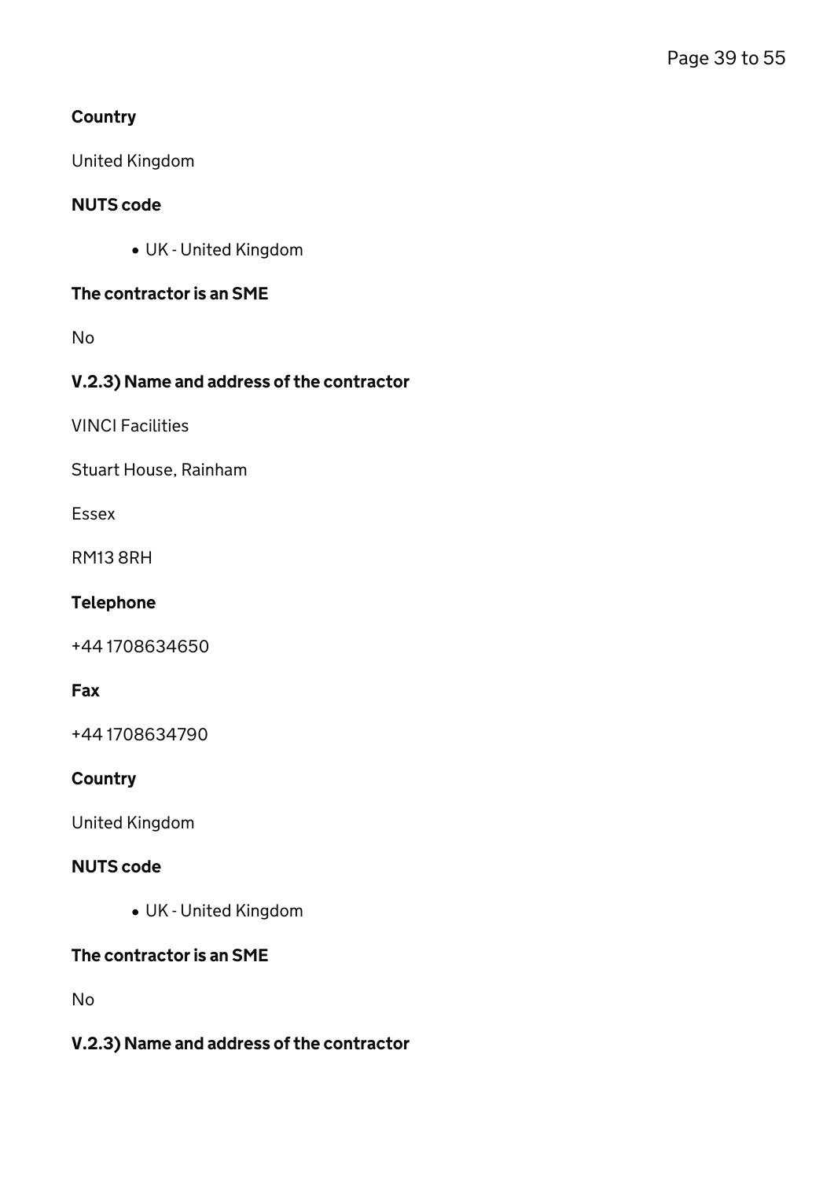#### Country

United Kingdom

#### NUTS code

- UK - United Kingdom

#### The contractor is an SME

No

#### V.2.3) Name and address of the contractor

VINCI Facilities

Stuart House, Rainham

Essex

RM13 8RH

#### Telephone

+44 1708634650

#### Fax

+44 1708634790

#### Country

United Kingdom

#### NUTS code

- UK - United Kingdom

#### The contractor is an SME

No

#### V.2.3) Name and address of the contractor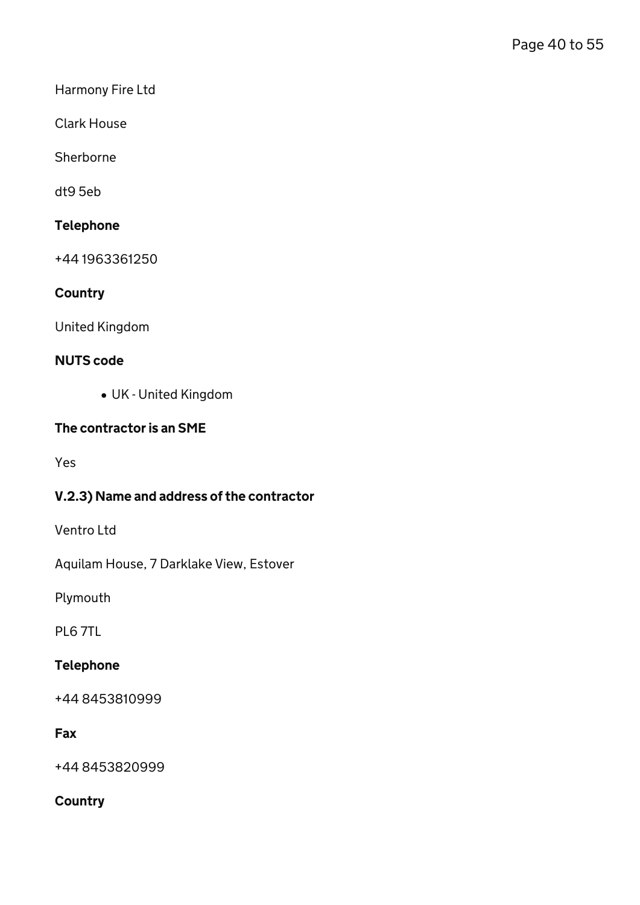Harmony Fire Ltd

Clark House

Sherborne

dt9 5eb

**Telephone**

+44 1963361250

**Country**

United Kingdom

**NUTS code**

- UK - United Kingdom

**The contractor is an SME**

Yes

**V.2.3) Name and address of the contractor**

Ventro Ltd

Aquilam House, 7 Darklake View, Estover

Plymouth

PL6 7TL

**Telephone**

+44 8453810999

**Fax**

+44 8453820999

**Country**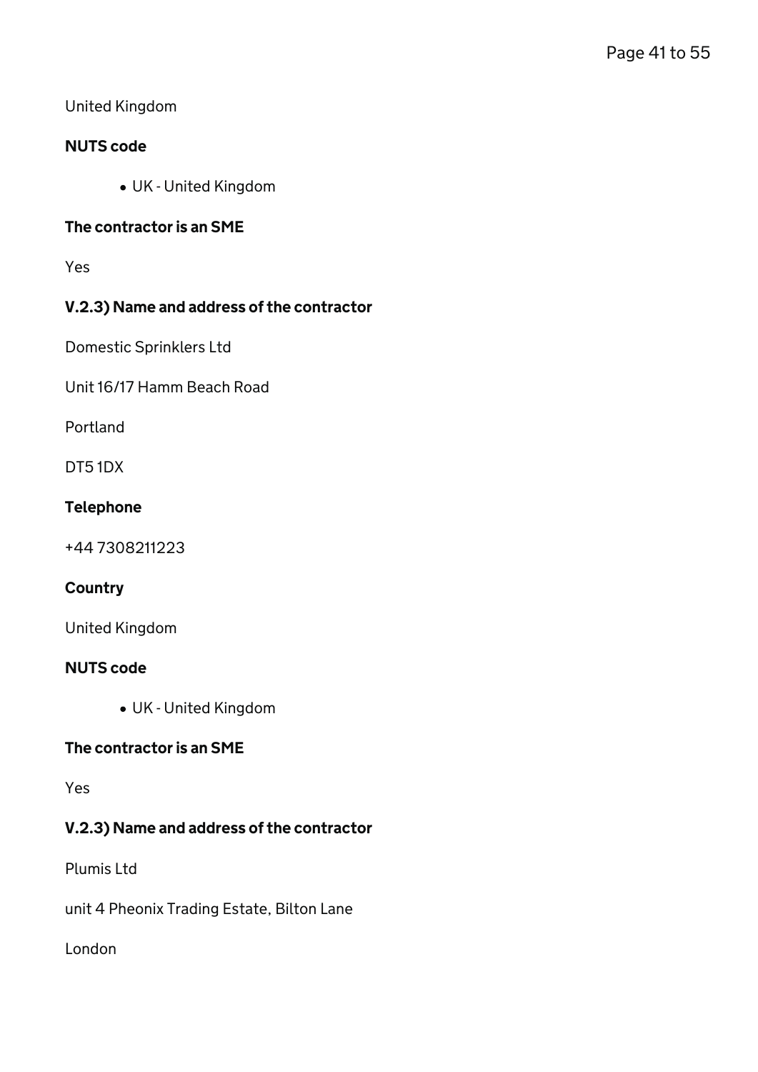United Kingdom

#### NUTS code

- UK - United Kingdom

#### The contractor is an SME

Yes

#### V.2.3) Name and address of the contractor

Domestic Sprinklers Ltd

Unit 16/17 Hamm Beach Road

Portland

DT5 1DX

#### Telephone

+44 7308211223

#### Country

United Kingdom

#### NUTS code

- UK - United Kingdom

#### The contractor is an SME

Yes

#### V.2.3) Name and address of the contractor

Plumis Ltd

unit 4 Pheonix Trading Estate, Bilton Lane

London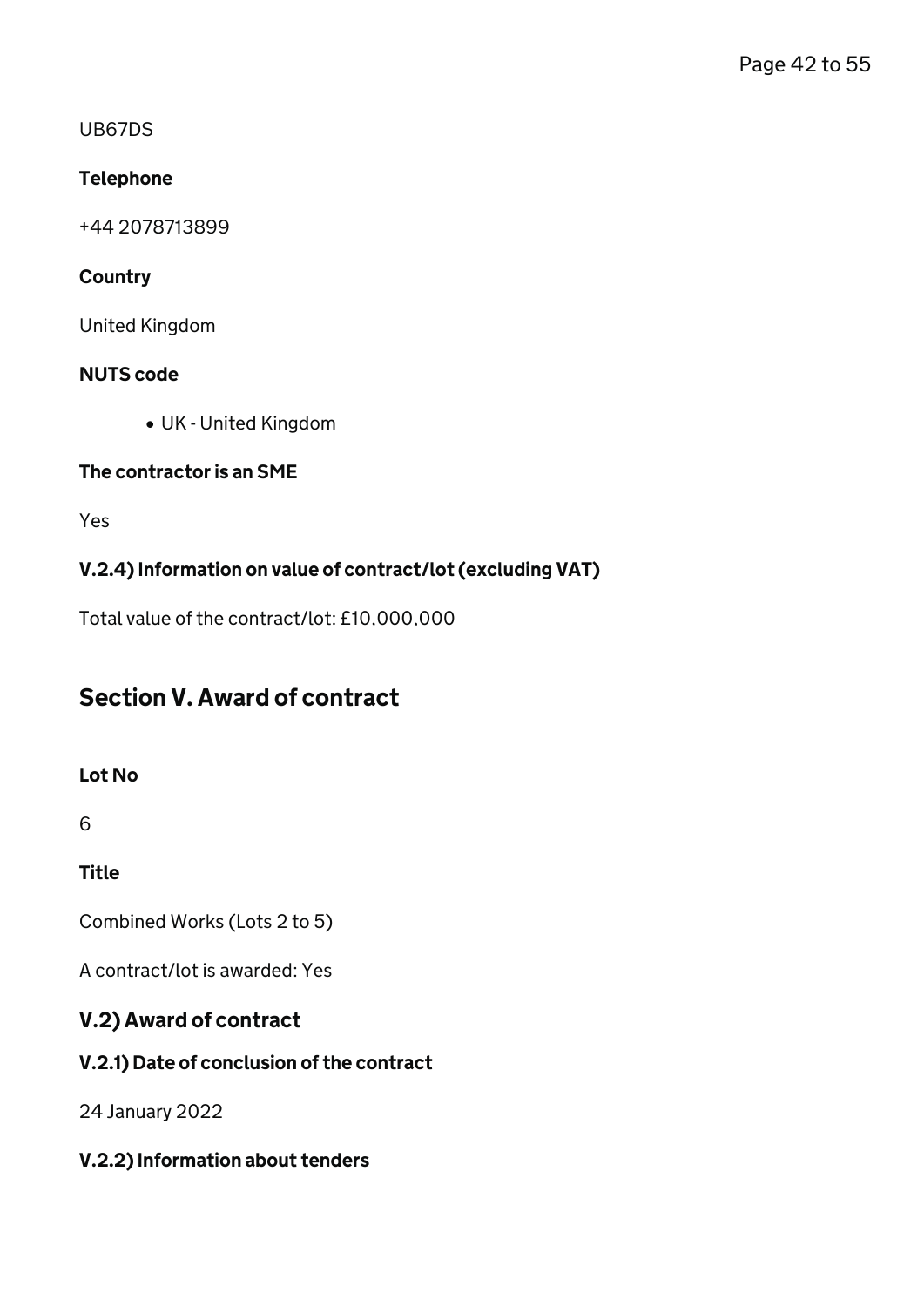UB67DS

#### Telephone

+44 2078713899

#### Country

United Kingdom

#### NUTS code

- UK - United Kingdom

#### The contractor is an SME

Yes

#### V.2.4) Information on value of contract/lot (excluding VAT)

Total value of the contract/lot: £10,000,000

## Section V. Award of contract

#### Lot No

6

#### Title

Combined Works (Lots 2 to 5)

A contract/lot is awarded: Yes

### V.2) Award of contract

#### V.2.1) Date of conclusion of the contract

24 January 2022

#### V.2.2) Information about tenders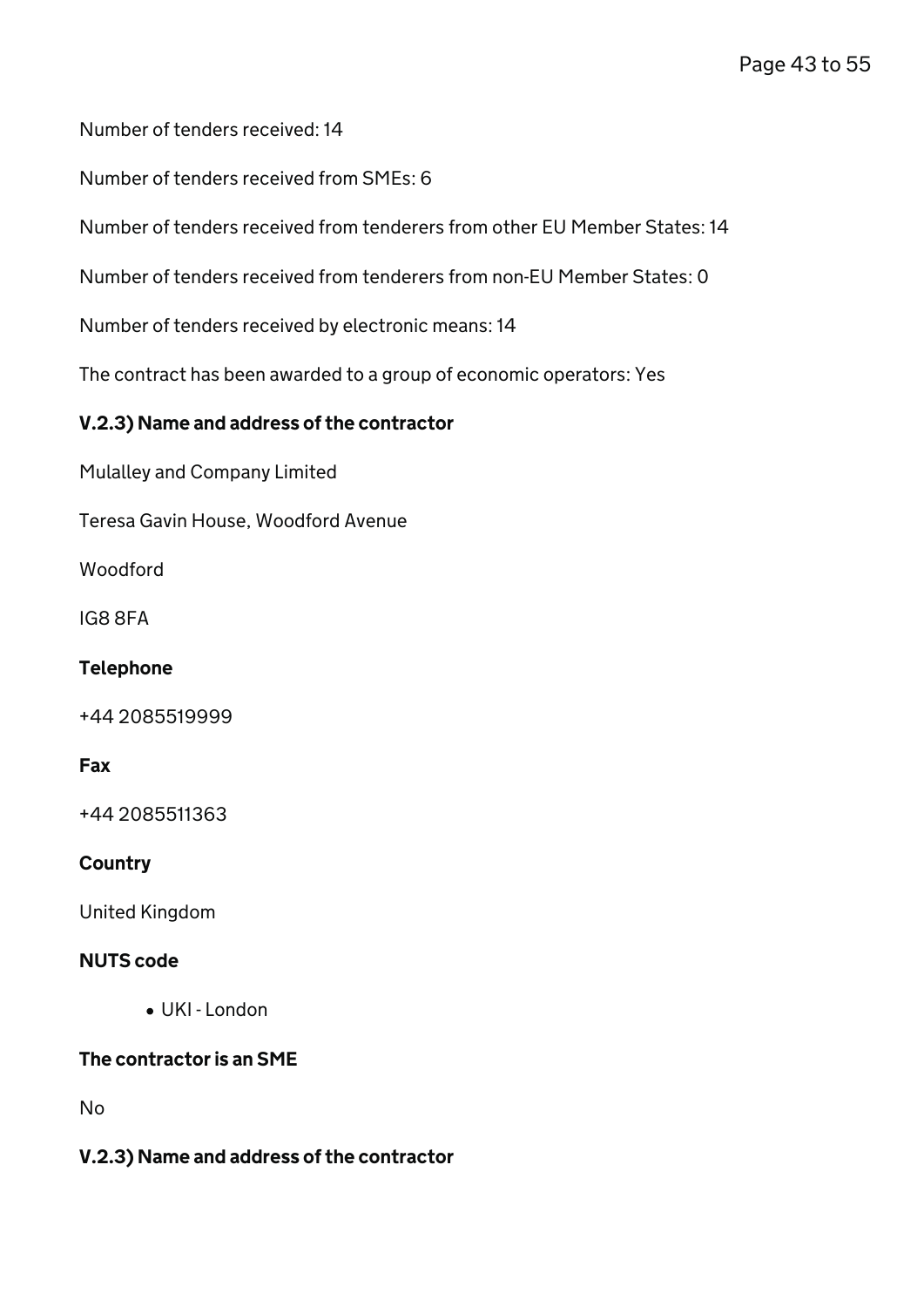Number of tenders received: 14

Number of tenders received from SMEs: 6

Number of tenders received from tenderers from other EU Member States: 14

Number of tenders received from tenderers from non-EU Member States: 0

Number of tenders received by electronic means: 14

The contract has been awarded to a group of economic operators: Yes

### V.2.3) Name and address of the contractor

Mulalley and Company Limited

Teresa Gavin House, Woodford Avenue

Woodford

IG8 8FA

#### Telephone

+44 2085519999

#### Fax

+44 2085511363

#### Country

United Kingdom

#### NUTS code

- UKI - London

#### The contractor is an SME

No

### V.2.3) Name and address of the contractor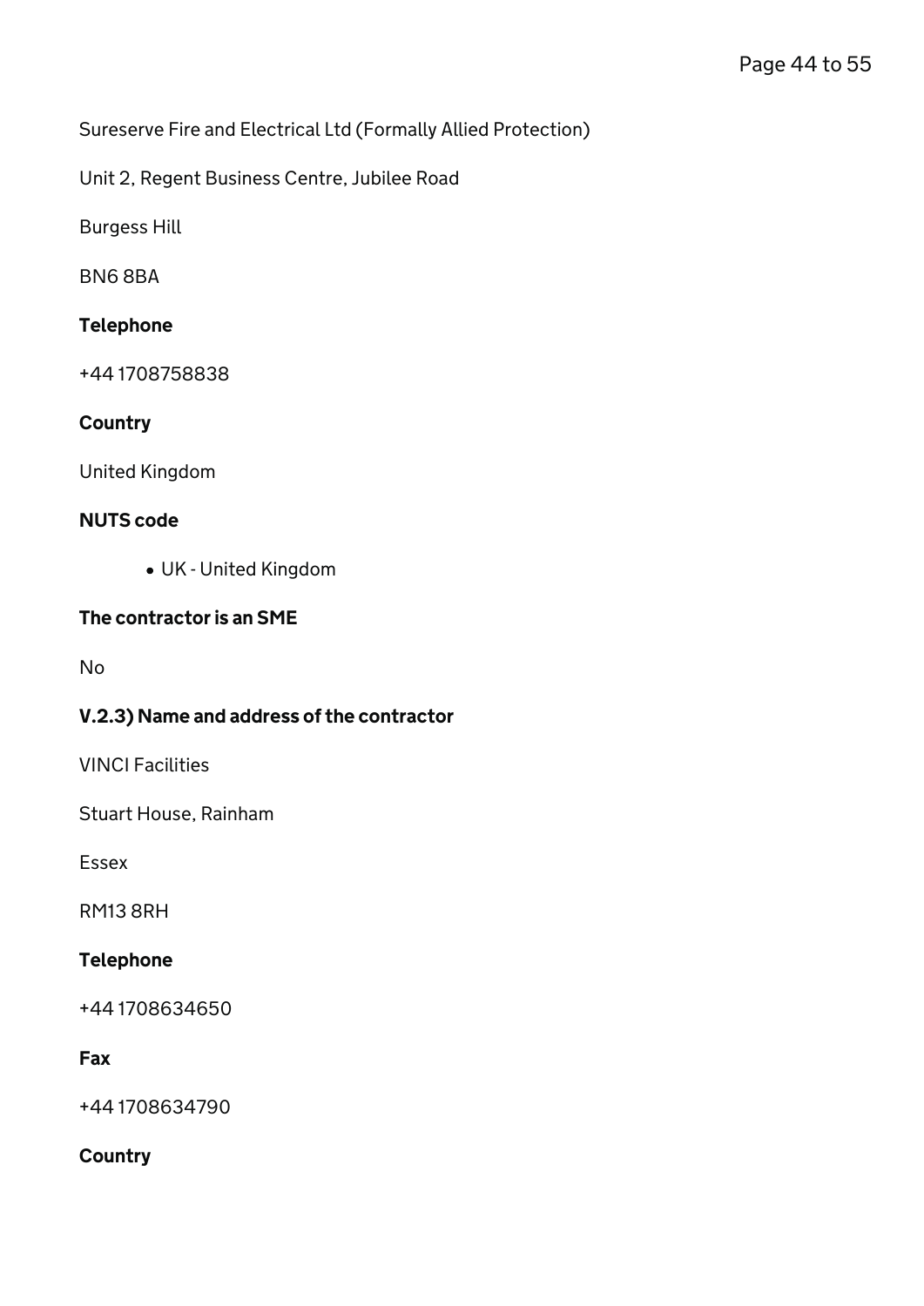Sureserve Fire and Electrical Ltd (Formally Allied Protection)

Unit 2, Regent Business Centre, Jubilee Road

Burgess Hill

BN6 8BA

#### Telephone

+44 1708758838

#### Country

United Kingdom

#### NUTS code

- UK - United Kingdom

#### The contractor is an SME

No

### V.2.3) Name and address of the contractor

VINCI Facilities

Stuart House, Rainham

Essex

RM13 8RH

#### Telephone

+44 1708634650

#### Fax

+44 1708634790

#### Country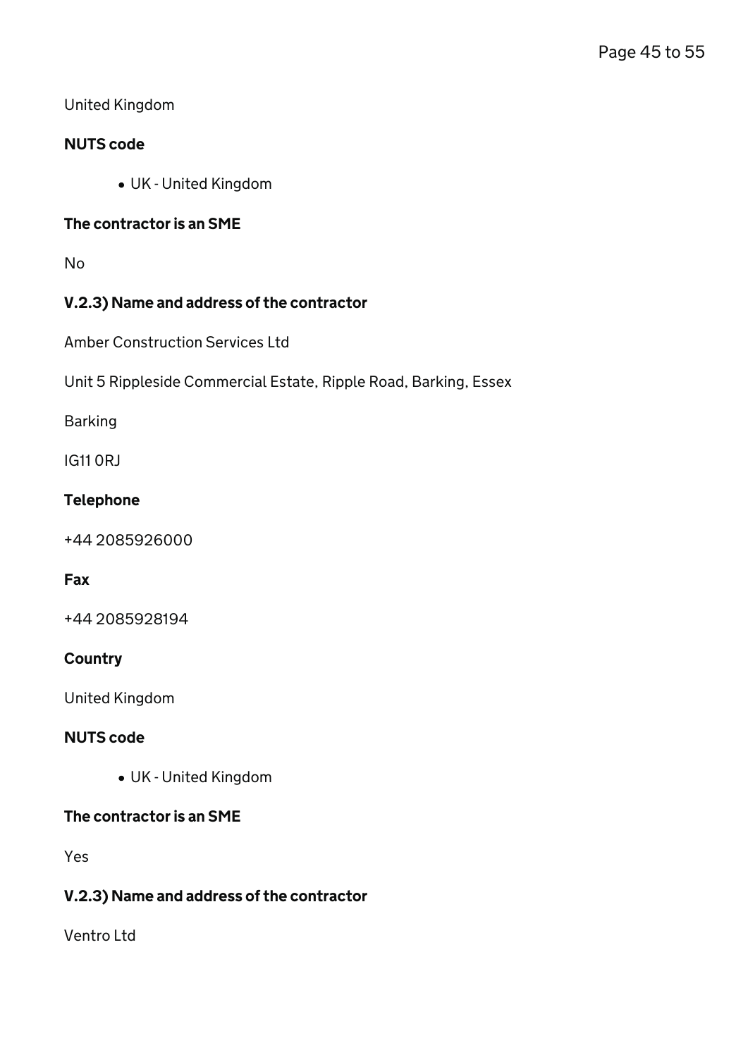United Kingdom

#### NUTS code

- UK - United Kingdom

#### The contractor is an SME

No

#### V.2.3) Name and address of the contractor

Amber Construction Services Ltd

Unit 5 Rippleside Commercial Estate, Ripple Road, Barking, Essex

Barking

IG11 0RJ

#### Telephone

+44 2085926000

#### Fax

+44 2085928194

#### Country

United Kingdom

#### NUTS code

- UK - United Kingdom

#### The contractor is an SME

Yes

#### V.2.3) Name and address of the contractor

Ventro Ltd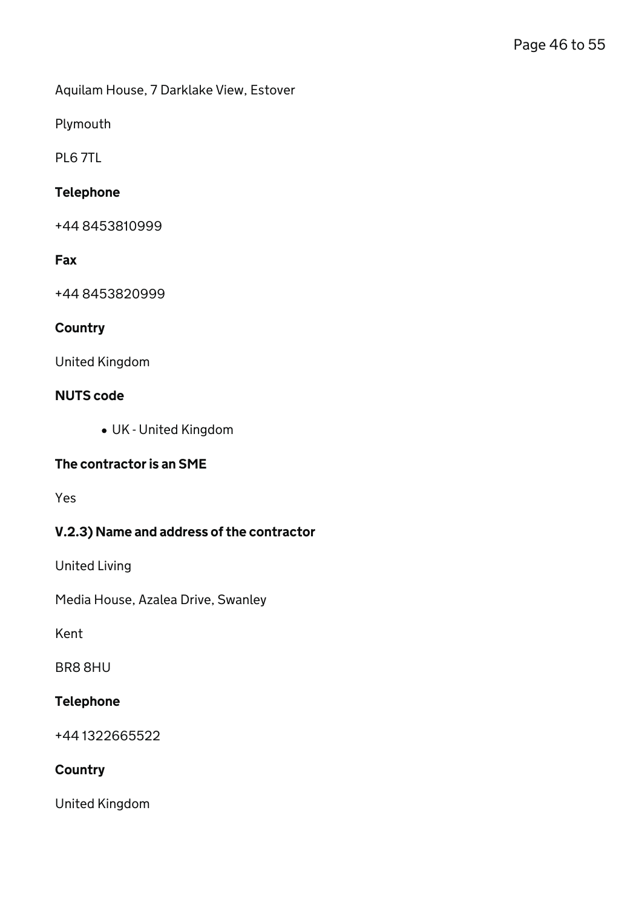Aquilam House, 7 Darklake View, Estover

Plymouth

PL6 7TL

### Telephone

+44 8453810999

### Fax

+44 8453820999

### Country

United Kingdom

### NUTS code

- UK - United Kingdom

### The contractor is an SME

Yes

### V.2.3) Name and address of the contractor

United Living

Media House, Azalea Drive, Swanley

Kent

BR8 8HU

### Telephone

+44 1322665522

### Country

United Kingdom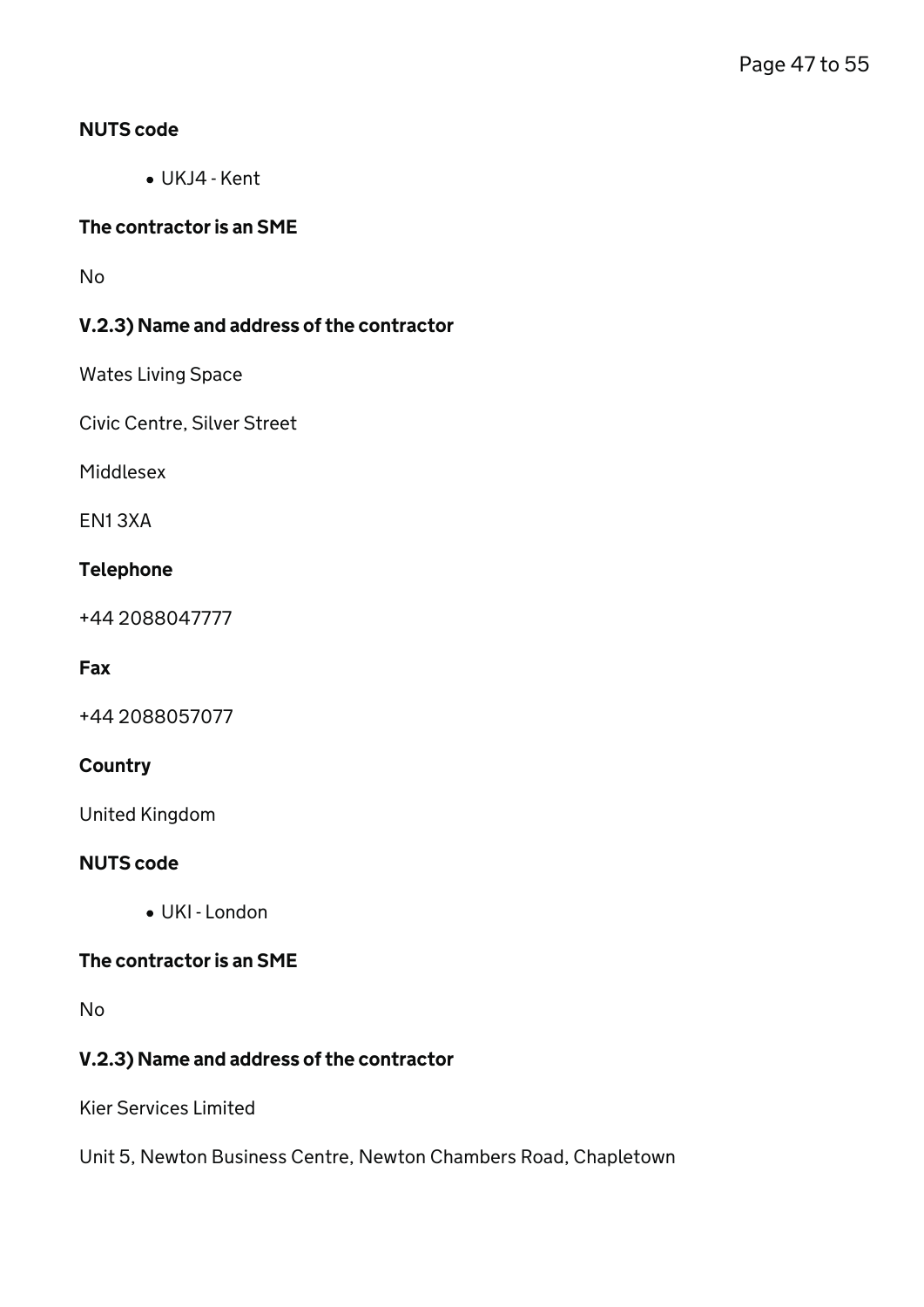#### NUTS code

- UKJ4 - Kent

#### The contractor is an SME

No

#### V.2.3) Name and address of the contractor

Wates Living Space

Civic Centre, Silver Street

Middlesex

EN1 3XA

#### Telephone

+44 2088047777

#### Fax

+44 2088057077

#### Country

United Kingdom

#### NUTS code

- UKI - London

#### The contractor is an SME

No

#### V.2.3) Name and address of the contractor

Kier Services Limited

Unit 5, Newton Business Centre, Newton Chambers Road, Chapletown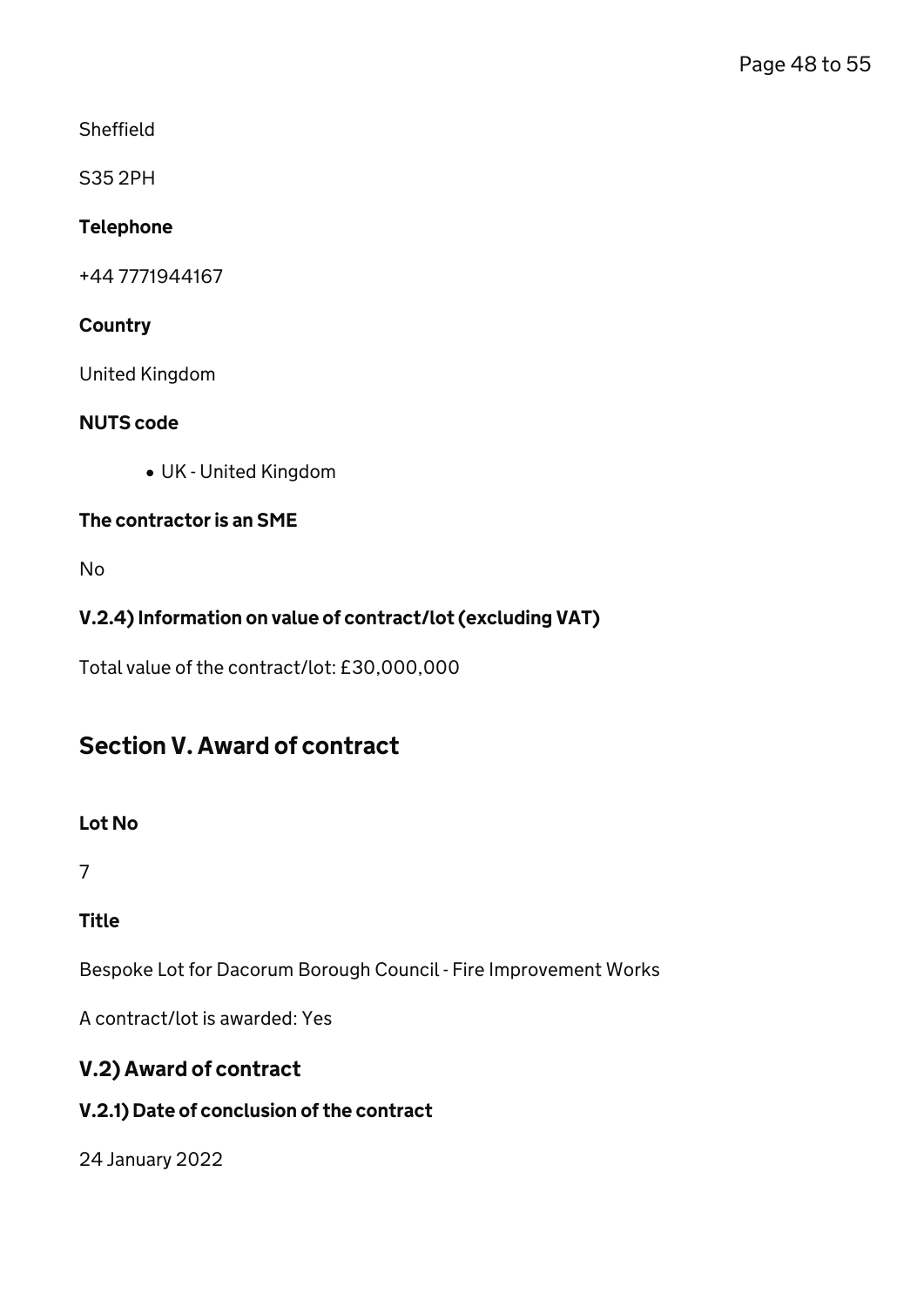Sheffield

S35 2PH

**Telephone**

+44 7771944167

**Country**

United Kingdom

**NUTS code**

- UK - United Kingdom

**The contractor is an SME**

No

### V.2.4) Information on value of contract/lot (excluding VAT)

Total value of the contract/lot: £30,000,000

## Section V. Award of contract

**Lot No**

7

**Title**

Bespoke Lot for Dacorum Borough Council - Fire Improvement Works

A contract/lot is awarded: Yes

### V.2) Award of contract

#### V.2.1) Date of conclusion of the contract

24 January 2022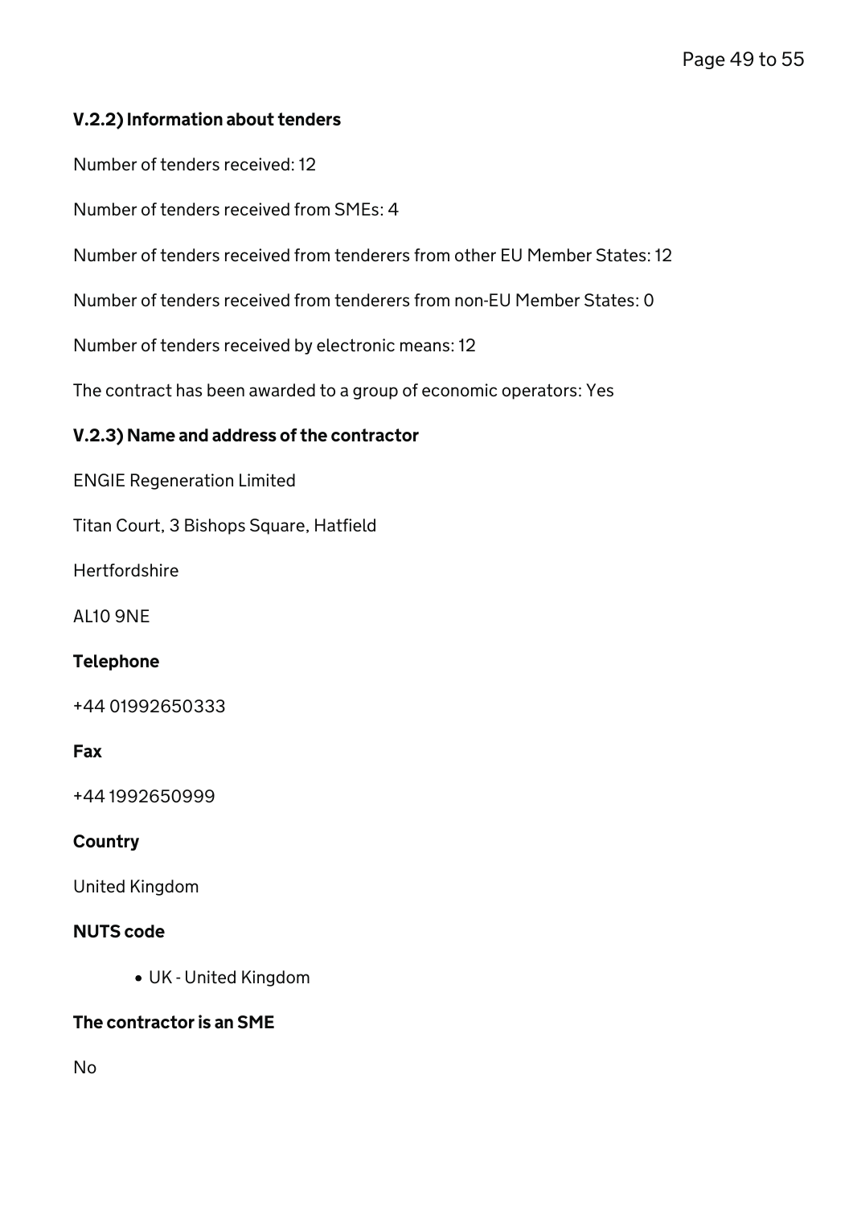### V.2.2) Information about tenders

Number of tenders received: 12

Number of tenders received from SMEs: 4

Number of tenders received from tenderers from other EU Member States: 12

Number of tenders received from tenderers from non-EU Member States: 0

Number of tenders received by electronic means: 12

The contract has been awarded to a group of economic operators: Yes

### V.2.3) Name and address of the contractor

ENGIE Regeneration Limited

Titan Court, 3 Bishops Square, Hatfield

Hertfordshire

AL10 9NE

#### Telephone

+44 01992650333

#### Fax

+44 1992650999

#### Country

United Kingdom

#### NUTS code

- UK - United Kingdom

#### The contractor is an SME

No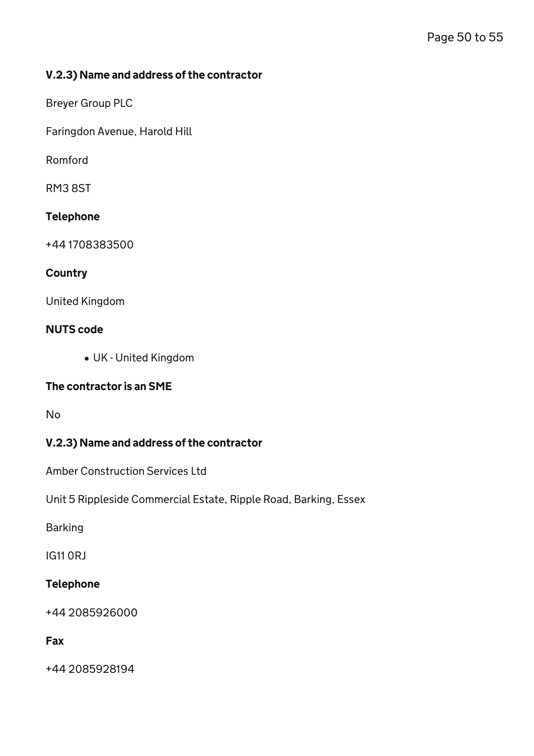#### V.2.3) Name and address of the contractor

Breyer Group PLC

Faringdon Avenue, Harold Hill

Romford

RM3 8ST

#### Telephone

+44 1708383500

#### Country

United Kingdom

#### NUTS code

- UK - United Kingdom

#### The contractor is an SME

No

#### V.2.3) Name and address of the contractor

Amber Construction Services Ltd

Unit 5 Rippleside Commercial Estate, Ripple Road, Barking, Essex

Barking

IG11 0RJ

#### Telephone

+44 2085926000

#### Fax

+44 2085928194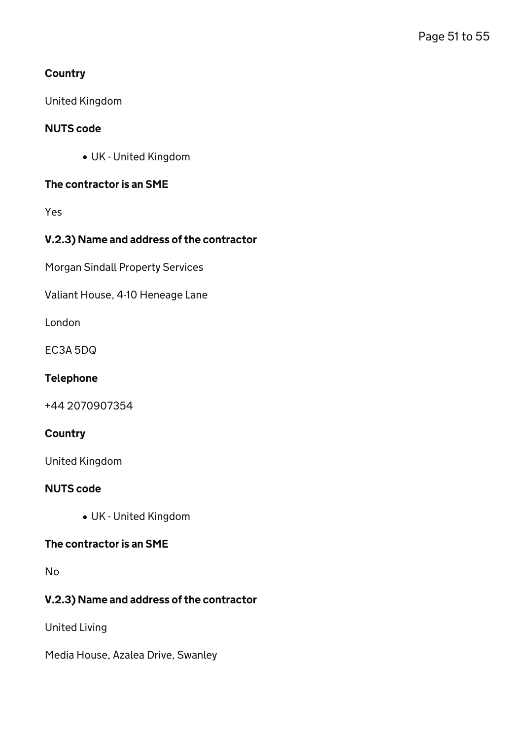#### Country

United Kingdom

#### NUTS code

- UK - United Kingdom

#### The contractor is an SME

Yes

#### V.2.3) Name and address of the contractor

Morgan Sindall Property Services

Valiant House, 4-10 Heneage Lane

London

EC3A 5DQ

#### Telephone

+44 2070907354

#### Country

United Kingdom

#### NUTS code

- UK - United Kingdom

#### The contractor is an SME

No

#### V.2.3) Name and address of the contractor

United Living

Media House, Azalea Drive, Swanley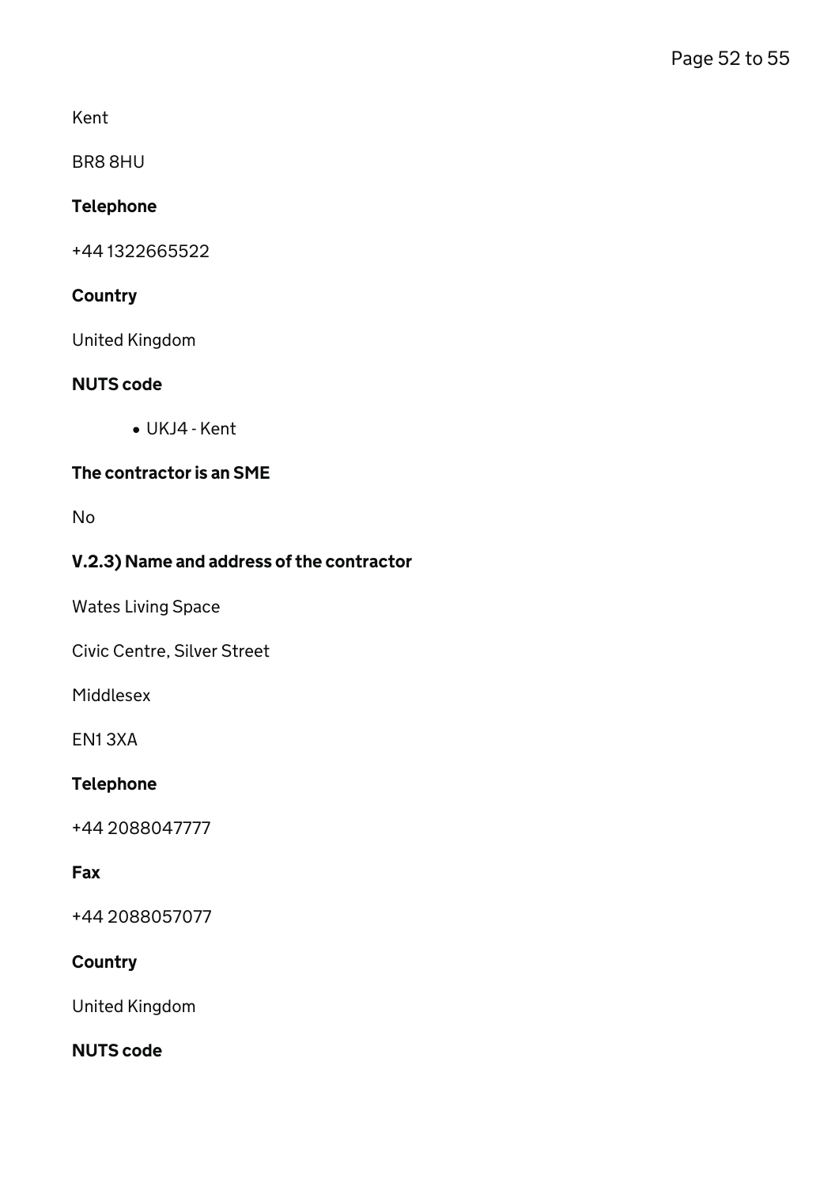Kent

BR8 8HU

**Telephone**

+44 1322665522

**Country**

United Kingdom

**NUTS code**

- UKJ4 - Kent

**The contractor is an SME**

No

### V.2.3) Name and address of the contractor

Wates Living Space

Civic Centre, Silver Street

Middlesex

EN1 3XA

**Telephone**

+44 2088047777

**Fax**

+44 2088057077

**Country**

United Kingdom

**NUTS code**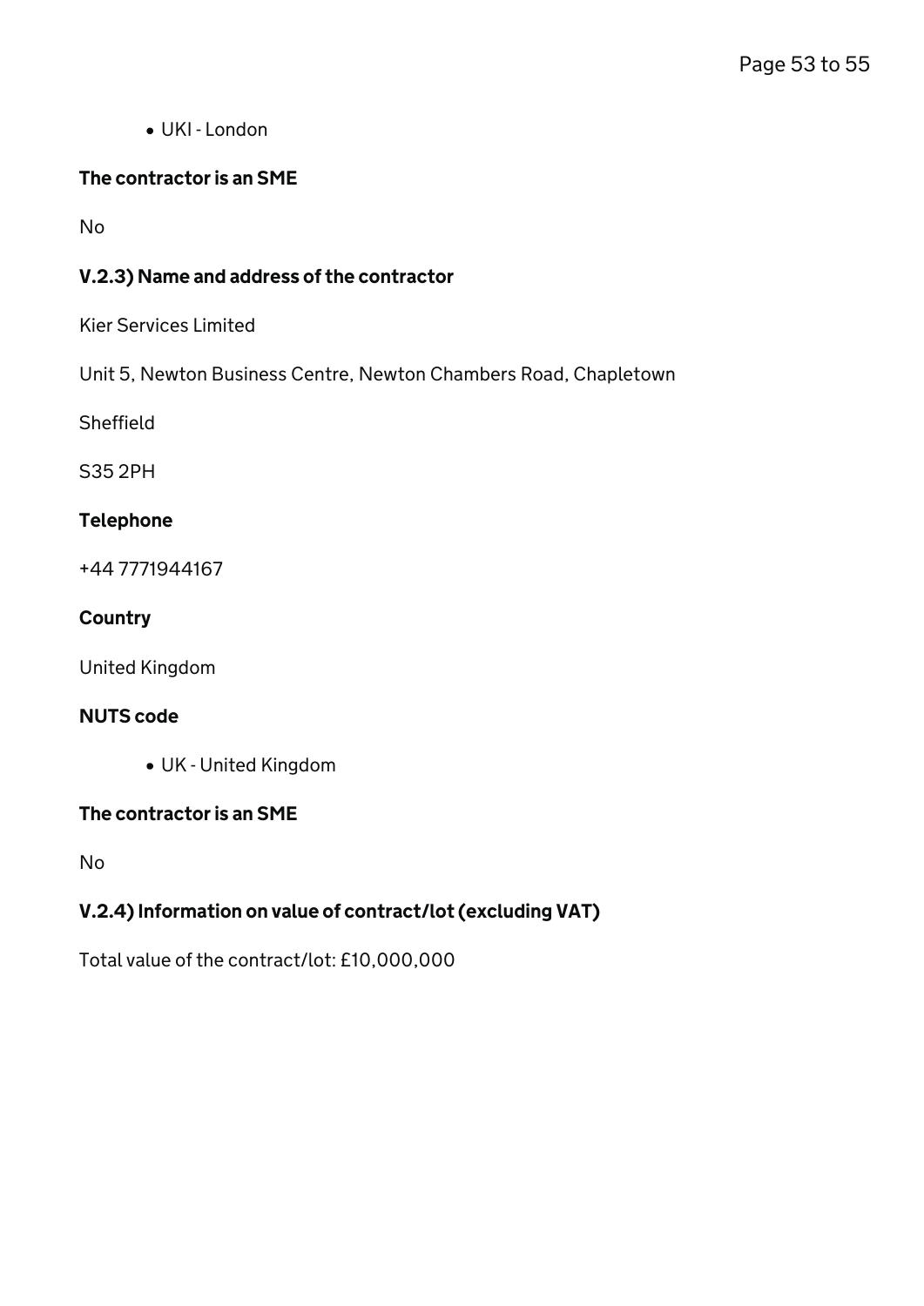- UKI - London

#### The contractor is an SME

No

#### V.2.3) Name and address of the contractor

Kier Services Limited

Unit 5, Newton Business Centre, Newton Chambers Road, Chapletown

Sheffield

S35 2PH

#### Telephone

+44 7771944167

#### Country

United Kingdom

#### NUTS code

- UK - United Kingdom

#### The contractor is an SME

No

#### V.2.4) Information on value of contract/lot (excluding VAT)

Total value of the contract/lot: £10,000,000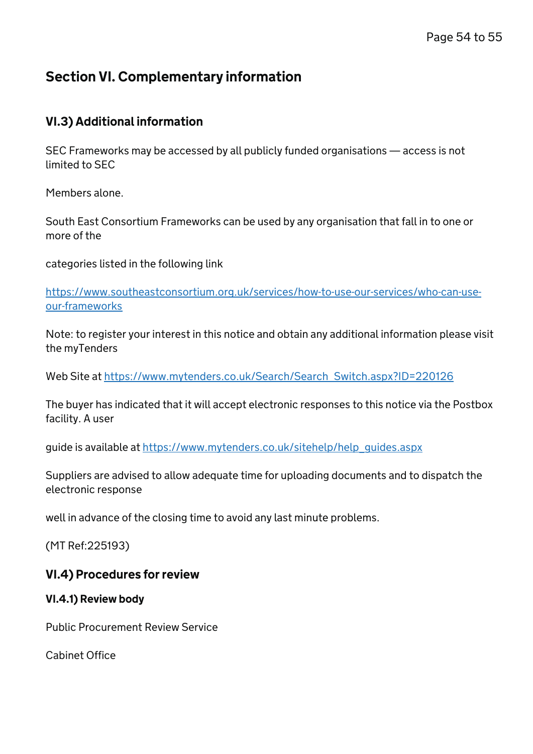## Section VI. Complementary information

### VI.3) Additional information

SEC Frameworks may be accessed by all publicly funded organisations — access is not limited to SEC

Members alone.

South East Consortium Frameworks can be used by any organisation that fall in to one or more of the

categories listed in the following link

https://www.southeastconsortium.org.uk/services/how-to-use-our-services/who-can-use-our-frameworks

Note: to register your interest in this notice and obtain any additional information please visit the myTenders

Web Site at https://www.mytenders.co.uk/Search/Search_Switch.aspx?ID=220126

The buyer has indicated that it will accept electronic responses to this notice via the Postbox facility. A user

guide is available at https://www.mytenders.co.uk/sitehelp/help_guides.aspx

Suppliers are advised to allow adequate time for uploading documents and to dispatch the electronic response

well in advance of the closing time to avoid any last minute problems.

(MT Ref:225193)

### VI.4) Procedures for review

#### VI.4.1) Review body

Public Procurement Review Service

Cabinet Office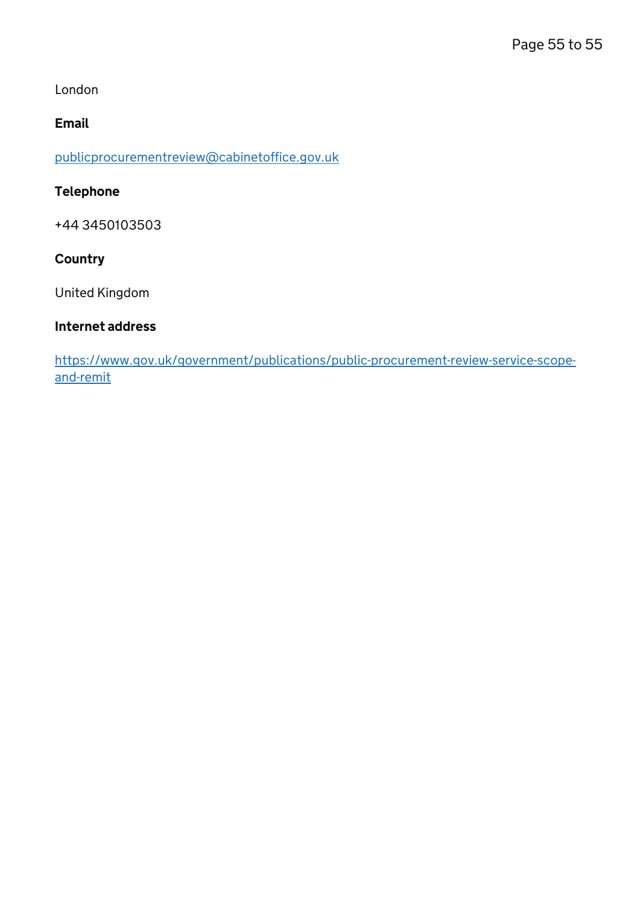London

**Email**

publicprocurementreview@cabinetoffice.gov.uk

**Telephone**

+44 3450103503

**Country**

United Kingdom

**Internet address**

https://www.gov.uk/government/publications/public-procurement-review-service-scope-and-remit